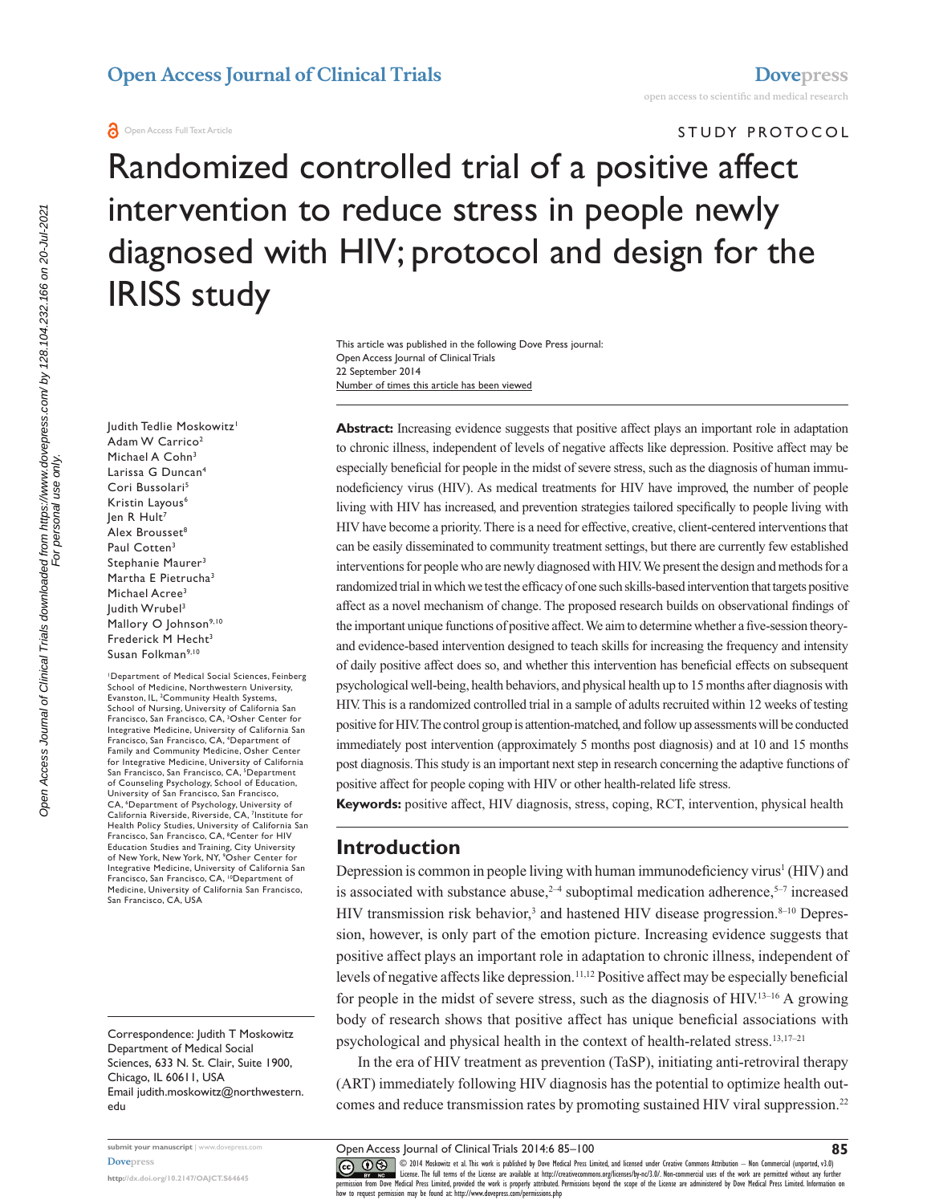STUDY PROTOCOL

# Randomized controlled trial of a positive affect intervention to reduce stress in people newly diagnosed with HIV; protocol and design for the IRISS study

This article was published in the following Dove Press journal:
Open Access Journal of Clinical Trials
22 September 2014
Number of times this article has been viewed

Judith Tedlie Moskowitz[1]
Adam W Carrico[2]
Michael A Cohn[3]
Larissa G Duncan[4]
Cori Bussolari[5]
Kristin Layous[6]
Jen R Hult[7]
Alex Brousset[8]
Paul Cotten[3]
Stephanie Maurer[3]
Martha E Pietrucha[3]
Michael Acree[3]
Judith Wrubel[3]
Mallory O Johnson[9,10]
Frederick M Hecht[3]
Susan Folkman[9,10]

[1]Department of Medical Social Sciences, Feinberg School of Medicine, Northwestern University, Evanston, IL, [2]Community Health Systems, School of Nursing, University of California San Francisco, San Francisco, CA, [3]Osher Center for Integrative Medicine, University of California San Francisco, San Francisco, CA, [4]Department of Family and Community Medicine, Osher Center for Integrative Medicine, University of California San Francisco, San Francisco, CA, [5]Department of Counseling Psychology, School of Education, University of San Francisco, San Francisco, CA, [6]Department of Psychology, University of California Riverside, Riverside, CA, [7]Institute for Health Policy Studies, University of California San Francisco, San Francisco, CA, [8]Center for HIV Education Studies and Training, City University of New York, New York, NY, [9]Osher Center for Integrative Medicine, University of California San Francisco, San Francisco, CA, [10]Department of Medicine, University of California San Francisco, San Francisco, CA, USA

Correspondence: Judith T Moskowitz
Department of Medical Social Sciences, 633 N. St. Clair, Suite 1900, Chicago, IL 60611, USA
Email judith.moskowitz@northwestern.edu

**Abstract:** Increasing evidence suggests that positive affect plays an important role in adaptation to chronic illness, independent of levels of negative affects like depression. Positive affect may be especially beneficial for people in the midst of severe stress, such as the diagnosis of human immunodeficiency virus (HIV). As medical treatments for HIV have improved, the number of people living with HIV has increased, and prevention strategies tailored specifically to people living with HIV have become a priority. There is a need for effective, creative, client-centered interventions that can be easily disseminated to community treatment settings, but there are currently few established interventions for people who are newly diagnosed with HIV. We present the design and methods for a randomized trial in which we test the efficacy of one such skills-based intervention that targets positive affect as a novel mechanism of change. The proposed research builds on observational findings of the important unique functions of positive affect. We aim to determine whether a five-session theory- and evidence-based intervention designed to teach skills for increasing the frequency and intensity of daily positive affect does so, and whether this intervention has beneficial effects on subsequent psychological well-being, health behaviors, and physical health up to 15 months after diagnosis with HIV. This is a randomized controlled trial in a sample of adults recruited within 12 weeks of testing positive for HIV. The control group is attention-matched, and follow up assessments will be conducted immediately post intervention (approximately 5 months post diagnosis) and at 10 and 15 months post diagnosis. This study is an important next step in research concerning the adaptive functions of positive affect for people coping with HIV or other health-related life stress.

**Keywords:** positive affect, HIV diagnosis, stress, coping, RCT, intervention, physical health

## Introduction

Depression is common in people living with human immunodeficiency virus[1] (HIV) and is associated with substance abuse,[2–4] suboptimal medication adherence,[5–7] increased HIV transmission risk behavior,[3] and hastened HIV disease progression.[8–10] Depression, however, is only part of the emotion picture. Increasing evidence suggests that positive affect plays an important role in adaptation to chronic illness, independent of levels of negative affects like depression.[11,12] Positive affect may be especially beneficial for people in the midst of severe stress, such as the diagnosis of HIV.[13–16] A growing body of research shows that positive affect has unique beneficial associations with psychological and physical health in the context of health-related stress.[13,17–21]

In the era of HIV treatment as prevention (TaSP), initiating anti-retroviral therapy (ART) immediately following HIV diagnosis has the potential to optimize health outcomes and reduce transmission rates by promoting sustained HIV viral suppression.[22]

http://dx.doi.org/10.2147/OAJCT.S64645

© 2014 Moskowitz et al. This work is published by Dove Medical Press Limited, and licensed under Creative Commons Attribution – Non Commercial (unported, v3.0) License. The full terms of the License are available at http://creativecommons.org/licenses/by-nc/3.0/. Non-commercial uses of the work are permitted without any further permission from Dove Medical Press Limited, provided the work is properly attributed. Permissions beyond the scope of the License are administered by Dove Medical Press Limited. Information on how to request permission may be found at: http://www.dovepress.com/permissions.php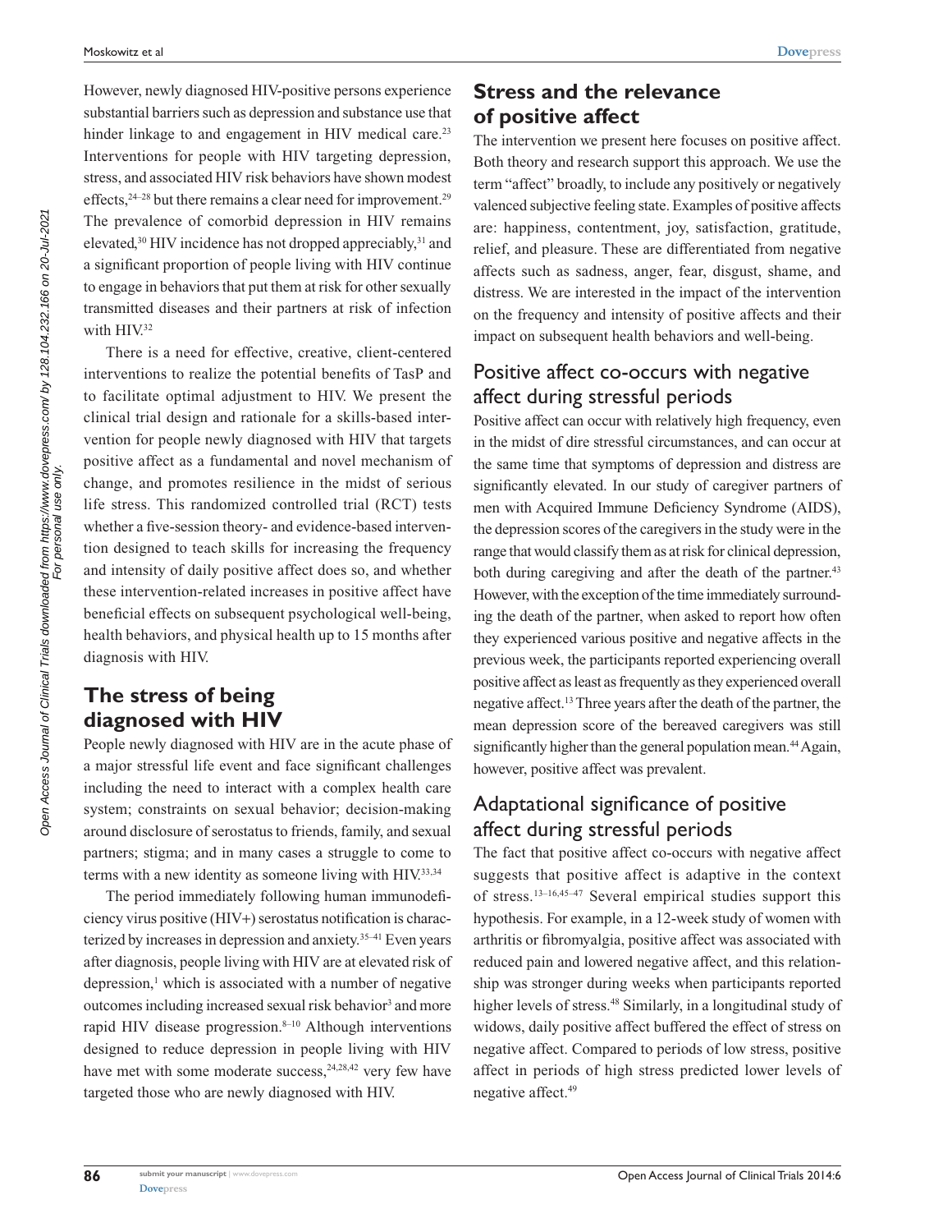However, newly diagnosed HIV-positive persons experience substantial barriers such as depression and substance use that hinder linkage to and engagement in HIV medical care.[23] Interventions for people with HIV targeting depression, stress, and associated HIV risk behaviors have shown modest effects,[24–28] but there remains a clear need for improvement.[29] The prevalence of comorbid depression in HIV remains elevated,[30] HIV incidence has not dropped appreciably,[31] and a significant proportion of people living with HIV continue to engage in behaviors that put them at risk for other sexually transmitted diseases and their partners at risk of infection with HIV.[32]

There is a need for effective, creative, client-centered interventions to realize the potential benefits of TasP and to facilitate optimal adjustment to HIV. We present the clinical trial design and rationale for a skills-based intervention for people newly diagnosed with HIV that targets positive affect as a fundamental and novel mechanism of change, and promotes resilience in the midst of serious life stress. This randomized controlled trial (RCT) tests whether a five-session theory- and evidence-based intervention designed to teach skills for increasing the frequency and intensity of daily positive affect does so, and whether these intervention-related increases in positive affect have beneficial effects on subsequent psychological well-being, health behaviors, and physical health up to 15 months after diagnosis with HIV.

## The stress of being diagnosed with HIV

People newly diagnosed with HIV are in the acute phase of a major stressful life event and face significant challenges including the need to interact with a complex health care system; constraints on sexual behavior; decision-making around disclosure of serostatus to friends, family, and sexual partners; stigma; and in many cases a struggle to come to terms with a new identity as someone living with HIV.[33,34]

The period immediately following human immunodeficiency virus positive (HIV+) serostatus notification is characterized by increases in depression and anxiety.[35–41] Even years after diagnosis, people living with HIV are at elevated risk of depression,[1] which is associated with a number of negative outcomes including increased sexual risk behavior[3] and more rapid HIV disease progression.[8–10] Although interventions designed to reduce depression in people living with HIV have met with some moderate success,[24,28,42] very few have targeted those who are newly diagnosed with HIV.

## Stress and the relevance of positive affect

The intervention we present here focuses on positive affect. Both theory and research support this approach. We use the term "affect" broadly, to include any positively or negatively valenced subjective feeling state. Examples of positive affects are: happiness, contentment, joy, satisfaction, gratitude, relief, and pleasure. These are differentiated from negative affects such as sadness, anger, fear, disgust, shame, and distress. We are interested in the impact of the intervention on the frequency and intensity of positive affects and their impact on subsequent health behaviors and well-being.

### Positive affect co-occurs with negative affect during stressful periods

Positive affect can occur with relatively high frequency, even in the midst of dire stressful circumstances, and can occur at the same time that symptoms of depression and distress are significantly elevated. In our study of caregiver partners of men with Acquired Immune Deficiency Syndrome (AIDS), the depression scores of the caregivers in the study were in the range that would classify them as at risk for clinical depression, both during caregiving and after the death of the partner.[43] However, with the exception of the time immediately surrounding the death of the partner, when asked to report how often they experienced various positive and negative affects in the previous week, the participants reported experiencing overall positive affect as least as frequently as they experienced overall negative affect.[13] Three years after the death of the partner, the mean depression score of the bereaved caregivers was still significantly higher than the general population mean.[44] Again, however, positive affect was prevalent.

### Adaptational significance of positive affect during stressful periods

The fact that positive affect co-occurs with negative affect suggests that positive affect is adaptive in the context of stress.[13–16,45–47] Several empirical studies support this hypothesis. For example, in a 12-week study of women with arthritis or fibromyalgia, positive affect was associated with reduced pain and lowered negative affect, and this relationship was stronger during weeks when participants reported higher levels of stress.[48] Similarly, in a longitudinal study of widows, daily positive affect buffered the effect of stress on negative affect. Compared to periods of low stress, positive affect in periods of high stress predicted lower levels of negative affect.[49]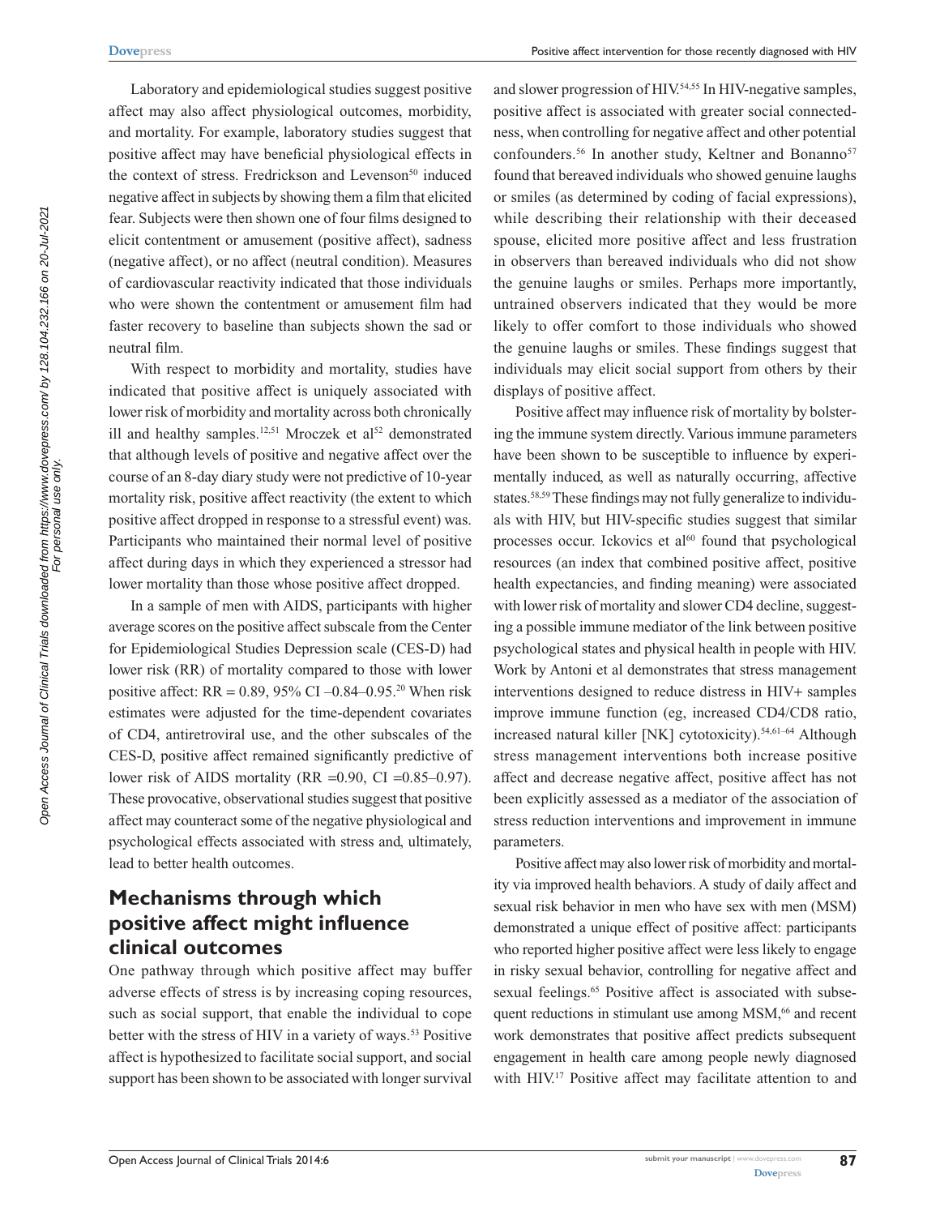Laboratory and epidemiological studies suggest positive affect may also affect physiological outcomes, morbidity, and mortality. For example, laboratory studies suggest that positive affect may have beneficial physiological effects in the context of stress. Fredrickson and Levenson[50] induced negative affect in subjects by showing them a film that elicited fear. Subjects were then shown one of four films designed to elicit contentment or amusement (positive affect), sadness (negative affect), or no affect (neutral condition). Measures of cardiovascular reactivity indicated that those individuals who were shown the contentment or amusement film had faster recovery to baseline than subjects shown the sad or neutral film.

With respect to morbidity and mortality, studies have indicated that positive affect is uniquely associated with lower risk of morbidity and mortality across both chronically ill and healthy samples.[12,51] Mroczek et al[52] demonstrated that although levels of positive and negative affect over the course of an 8-day diary study were not predictive of 10-year mortality risk, positive affect reactivity (the extent to which positive affect dropped in response to a stressful event) was. Participants who maintained their normal level of positive affect during days in which they experienced a stressor had lower mortality than those whose positive affect dropped.

In a sample of men with AIDS, participants with higher average scores on the positive affect subscale from the Center for Epidemiological Studies Depression scale (CES-D) had lower risk (RR) of mortality compared to those with lower positive affect: RR = 0.89, 95% CI –0.84–0.95.[20] When risk estimates were adjusted for the time-dependent covariates of CD4, antiretroviral use, and the other subscales of the CES-D, positive affect remained significantly predictive of lower risk of AIDS mortality (RR =0.90, CI =0.85–0.97). These provocative, observational studies suggest that positive affect may counteract some of the negative physiological and psychological effects associated with stress and, ultimately, lead to better health outcomes.

## Mechanisms through which positive affect might influence clinical outcomes

One pathway through which positive affect may buffer adverse effects of stress is by increasing coping resources, such as social support, that enable the individual to cope better with the stress of HIV in a variety of ways.[53] Positive affect is hypothesized to facilitate social support, and social support has been shown to be associated with longer survival and slower progression of HIV.[54,55] In HIV-negative samples, positive affect is associated with greater social connectedness, when controlling for negative affect and other potential confounders.[56] In another study, Keltner and Bonanno[57] found that bereaved individuals who showed genuine laughs or smiles (as determined by coding of facial expressions), while describing their relationship with their deceased spouse, elicited more positive affect and less frustration in observers than bereaved individuals who did not show the genuine laughs or smiles. Perhaps more importantly, untrained observers indicated that they would be more likely to offer comfort to those individuals who showed the genuine laughs or smiles. These findings suggest that individuals may elicit social support from others by their displays of positive affect.

Positive affect may influence risk of mortality by bolstering the immune system directly. Various immune parameters have been shown to be susceptible to influence by experimentally induced, as well as naturally occurring, affective states.[58,59] These findings may not fully generalize to individuals with HIV, but HIV-specific studies suggest that similar processes occur. Ickovics et al[60] found that psychological resources (an index that combined positive affect, positive health expectancies, and finding meaning) were associated with lower risk of mortality and slower CD4 decline, suggesting a possible immune mediator of the link between positive psychological states and physical health in people with HIV. Work by Antoni et al demonstrates that stress management interventions designed to reduce distress in HIV+ samples improve immune function (eg, increased CD4/CD8 ratio, increased natural killer [NK] cytotoxicity).[54,61–64] Although stress management interventions both increase positive affect and decrease negative affect, positive affect has not been explicitly assessed as a mediator of the association of stress reduction interventions and improvement in immune parameters.

Positive affect may also lower risk of morbidity and mortality via improved health behaviors. A study of daily affect and sexual risk behavior in men who have sex with men (MSM) demonstrated a unique effect of positive affect: participants who reported higher positive affect were less likely to engage in risky sexual behavior, controlling for negative affect and sexual feelings.[65] Positive affect is associated with subsequent reductions in stimulant use among MSM,[66] and recent work demonstrates that positive affect predicts subsequent engagement in health care among people newly diagnosed with HIV.[17] Positive affect may facilitate attention to and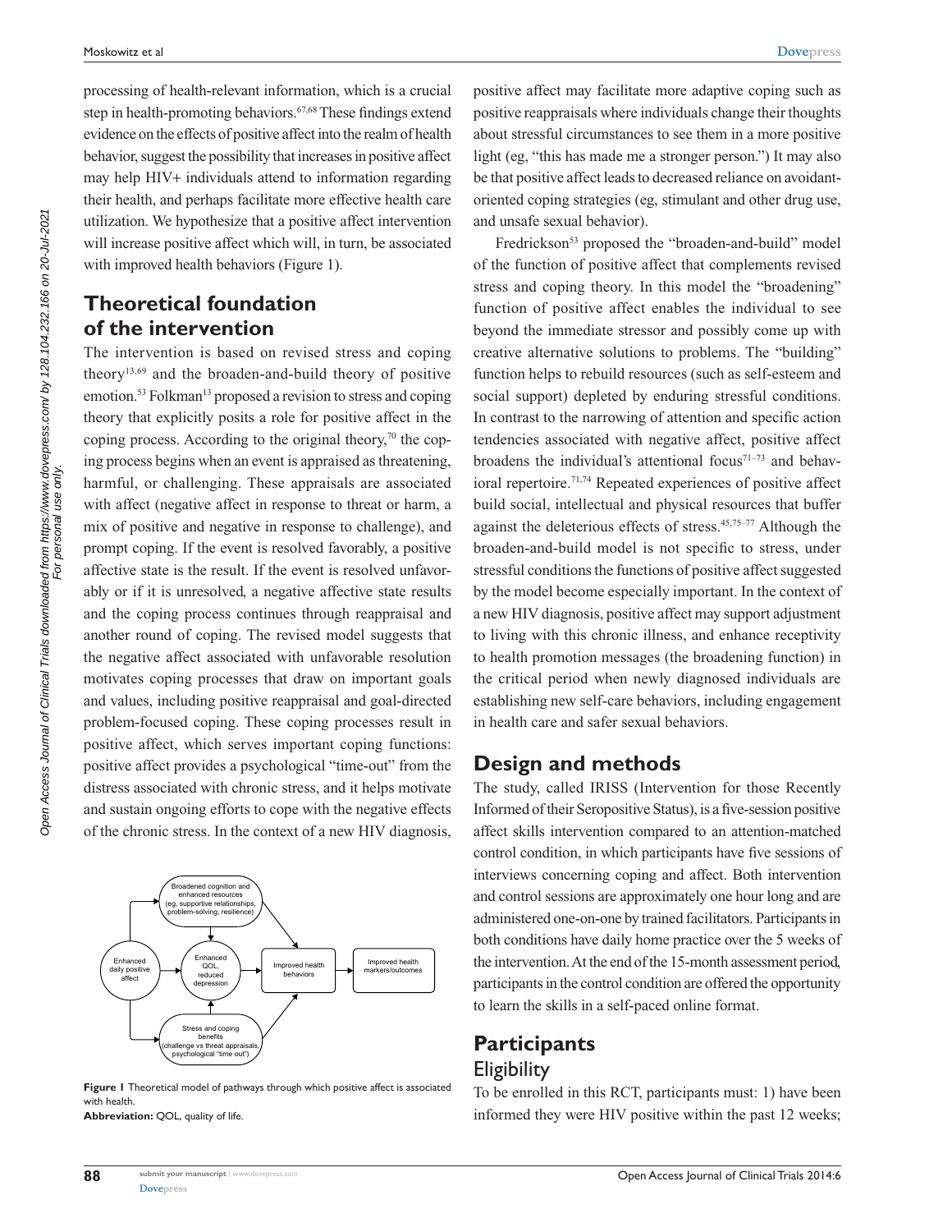processing of health-relevant information, which is a crucial step in health-promoting behaviors.[67,68] These findings extend evidence on the effects of positive affect into the realm of health behavior, suggest the possibility that increases in positive affect may help HIV+ individuals attend to information regarding their health, and perhaps facilitate more effective health care utilization. We hypothesize that a positive affect intervention will increase positive affect which will, in turn, be associated with improved health behaviors (Figure 1).

## Theoretical foundation of the intervention

The intervention is based on revised stress and coping theory[13,69] and the broaden-and-build theory of positive emotion.[53] Folkman[13] proposed a revision to stress and coping theory that explicitly posits a role for positive affect in the coping process. According to the original theory,[70] the coping process begins when an event is appraised as threatening, harmful, or challenging. These appraisals are associated with affect (negative affect in response to threat or harm, a mix of positive and negative in response to challenge), and prompt coping. If the event is resolved favorably, a positive affective state is the result. If the event is resolved unfavorably or if it is unresolved, a negative affective state results and the coping process continues through reappraisal and another round of coping. The revised model suggests that the negative affect associated with unfavorable resolution motivates coping processes that draw on important goals and values, including positive reappraisal and goal-directed problem-focused coping. These coping processes result in positive affect, which serves important coping functions: positive affect provides a psychological "time-out" from the distress associated with chronic stress, and it helps motivate and sustain ongoing efforts to cope with the negative effects of the chronic stress. In the context of a new HIV diagnosis, positive affect may facilitate more adaptive coping such as positive reappraisals where individuals change their thoughts about stressful circumstances to see them in a more positive light (eg, "this has made me a stronger person.") It may also be that positive affect leads to decreased reliance on avoidant-oriented coping strategies (eg, stimulant and other drug use, and unsafe sexual behavior).

Enhanced daily positive affect

Broadened cognition and enhanced resources (eg, supportive relationships, problem-solving, resilience)

Enhanced QOL, reduced depression

Stress and coping benefits (challenge vs threat appraisals, psychological "time out")

Improved health behaviors

Improved health markers/outcomes

**Figure 1** Theoretical model of pathways through which positive affect is associated with health.

**Abbreviation:** QOL, quality of life.

Fredrickson[53] proposed the "broaden-and-build" model of the function of positive affect that complements revised stress and coping theory. In this model the "broadening" function of positive affect enables the individual to see beyond the immediate stressor and possibly come up with creative alternative solutions to problems. The "building" function helps to rebuild resources (such as self-esteem and social support) depleted by enduring stressful conditions. In contrast to the narrowing of attention and specific action tendencies associated with negative affect, positive affect broadens the individual's attentional focus[71–73] and behavioral repertoire.[71,74] Repeated experiences of positive affect build social, intellectual and physical resources that buffer against the deleterious effects of stress.[45,75–77] Although the broaden-and-build model is not specific to stress, under stressful conditions the functions of positive affect suggested by the model become especially important. In the context of a new HIV diagnosis, positive affect may support adjustment to living with this chronic illness, and enhance receptivity to health promotion messages (the broadening function) in the critical period when newly diagnosed individuals are establishing new self-care behaviors, including engagement in health care and safer sexual behaviors.

## Design and methods

The study, called IRISS (Intervention for those Recently Informed of their Seropositive Status), is a five-session positive affect skills intervention compared to an attention-matched control condition, in which participants have five sessions of interviews concerning coping and affect. Both intervention and control sessions are approximately one hour long and are administered one-on-one by trained facilitators. Participants in both conditions have daily home practice over the 5 weeks of the intervention. At the end of the 15-month assessment period, participants in the control condition are offered the opportunity to learn the skills in a self-paced online format.

## Participants

### Eligibility

To be enrolled in this RCT, participants must: 1) have been informed they were HIV positive within the past 12 weeks;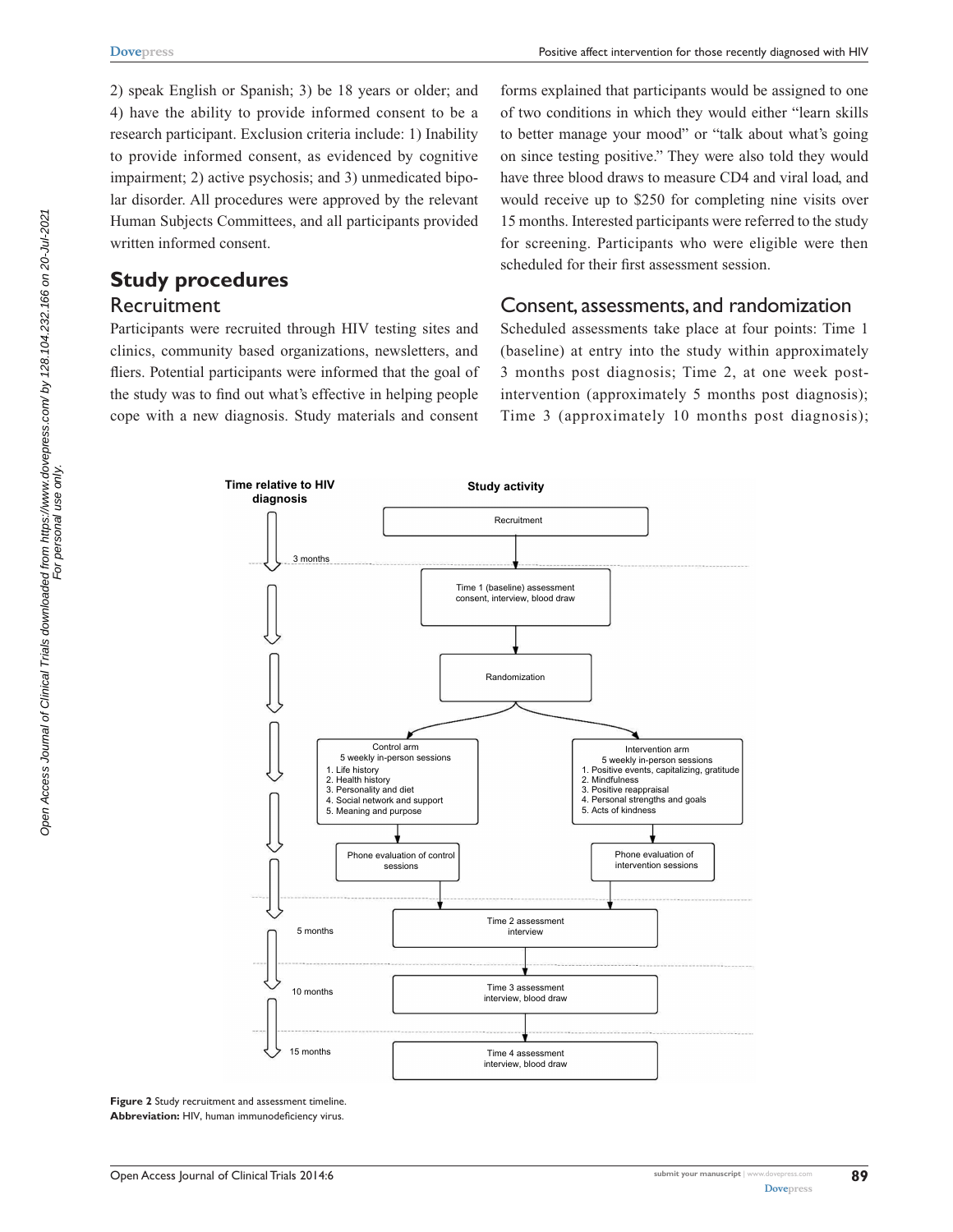2) speak English or Spanish; 3) be 18 years or older; and 4) have the ability to provide informed consent to be a research participant. Exclusion criteria include: 1) Inability to provide informed consent, as evidenced by cognitive impairment; 2) active psychosis; and 3) unmedicated bipolar disorder. All procedures were approved by the relevant Human Subjects Committees, and all participants provided written informed consent.

## Study procedures

### Recruitment

Participants were recruited through HIV testing sites and clinics, community based organizations, newsletters, and fliers. Potential participants were informed that the goal of the study was to find out what's effective in helping people cope with a new diagnosis. Study materials and consent forms explained that participants would be assigned to one of two conditions in which they would either "learn skills to better manage your mood" or "talk about what's going on since testing positive." They were also told they would have three blood draws to measure CD4 and viral load, and would receive up to $250 for completing nine visits over 15 months. Interested participants were referred to the study for screening. Participants who were eligible were then scheduled for their first assessment session.

### Consent, assessments, and randomization

Scheduled assessments take place at four points: Time 1 (baseline) at entry into the study within approximately 3 months post diagnosis; Time 2, at one week post-intervention (approximately 5 months post diagnosis); Time 3 (approximately 10 months post diagnosis);

**Figure 2** Study recruitment and assessment timeline.
**Abbreviation:** HIV, human immunodeficiency virus.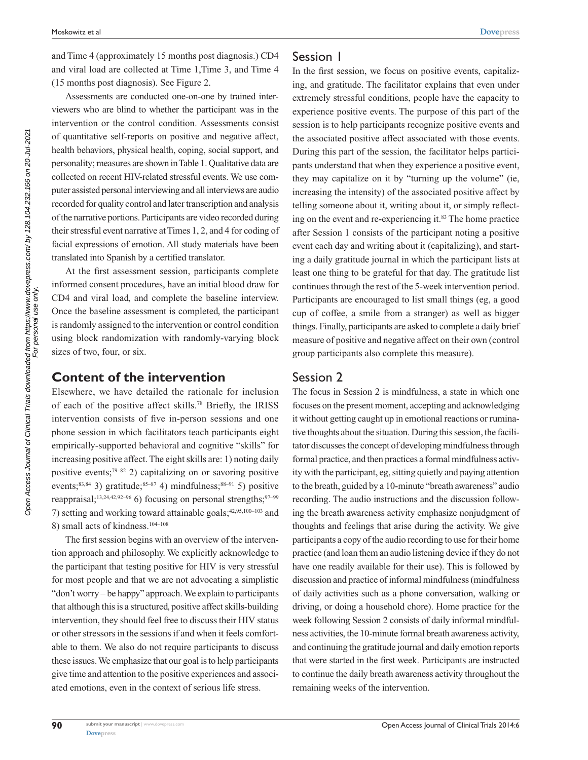and Time 4 (approximately 15 months post diagnosis.) CD4 and viral load are collected at Time 1,Time 3, and Time 4 (15 months post diagnosis). See Figure 2.

Assessments are conducted one-on-one by trained interviewers who are blind to whether the participant was in the intervention or the control condition. Assessments consist of quantitative self-reports on positive and negative affect, health behaviors, physical health, coping, social support, and personality; measures are shown in Table 1. Qualitative data are collected on recent HIV-related stressful events. We use computer assisted personal interviewing and all interviews are audio recorded for quality control and later transcription and analysis of the narrative portions. Participants are video recorded during their stressful event narrative at Times 1, 2, and 4 for coding of facial expressions of emotion. All study materials have been translated into Spanish by a certified translator.

At the first assessment session, participants complete informed consent procedures, have an initial blood draw for CD4 and viral load, and complete the baseline interview. Once the baseline assessment is completed, the participant is randomly assigned to the intervention or control condition using block randomization with randomly-varying block sizes of two, four, or six.

## Content of the intervention

Elsewhere, we have detailed the rationale for inclusion of each of the positive affect skills.[78] Briefly, the IRISS intervention consists of five in-person sessions and one phone session in which facilitators teach participants eight empirically-supported behavioral and cognitive "skills" for increasing positive affect. The eight skills are: 1) noting daily positive events;[79–82] 2) capitalizing on or savoring positive events;[83,84] 3) gratitude;[85–87] 4) mindfulness;[88–91] 5) positive reappraisal;[13,24,42,92–96] 6) focusing on personal strengths;[97–99] 7) setting and working toward attainable goals;[42,95,100–103] and 8) small acts of kindness.[104–108]

The first session begins with an overview of the intervention approach and philosophy. We explicitly acknowledge to the participant that testing positive for HIV is very stressful for most people and that we are not advocating a simplistic "don't worry – be happy" approach. We explain to participants that although this is a structured, positive affect skills-building intervention, they should feel free to discuss their HIV status or other stressors in the sessions if and when it feels comfortable to them. We also do not require participants to discuss these issues. We emphasize that our goal is to help participants give time and attention to the positive experiences and associated emotions, even in the context of serious life stress.

### Session 1

In the first session, we focus on positive events, capitalizing, and gratitude. The facilitator explains that even under extremely stressful conditions, people have the capacity to experience positive events. The purpose of this part of the session is to help participants recognize positive events and the associated positive affect associated with those events. During this part of the session, the facilitator helps participants understand that when they experience a positive event, they may capitalize on it by "turning up the volume" (ie, increasing the intensity) of the associated positive affect by telling someone about it, writing about it, or simply reflecting on the event and re-experiencing it.[83] The home practice after Session 1 consists of the participant noting a positive event each day and writing about it (capitalizing), and starting a daily gratitude journal in which the participant lists at least one thing to be grateful for that day. The gratitude list continues through the rest of the 5-week intervention period. Participants are encouraged to list small things (eg, a good cup of coffee, a smile from a stranger) as well as bigger things. Finally, participants are asked to complete a daily brief measure of positive and negative affect on their own (control group participants also complete this measure).

### Session 2

The focus in Session 2 is mindfulness, a state in which one focuses on the present moment, accepting and acknowledging it without getting caught up in emotional reactions or ruminative thoughts about the situation. During this session, the facilitator discusses the concept of developing mindfulness through formal practice, and then practices a formal mindfulness activity with the participant, eg, sitting quietly and paying attention to the breath, guided by a 10-minute "breath awareness" audio recording. The audio instructions and the discussion following the breath awareness activity emphasize nonjudgment of thoughts and feelings that arise during the activity. We give participants a copy of the audio recording to use for their home practice (and loan them an audio listening device if they do not have one readily available for their use). This is followed by discussion and practice of informal mindfulness (mindfulness of daily activities such as a phone conversation, walking or driving, or doing a household chore). Home practice for the week following Session 2 consists of daily informal mindfulness activities, the 10-minute formal breath awareness activity, and continuing the gratitude journal and daily emotion reports that were started in the first week. Participants are instructed to continue the daily breath awareness activity throughout the remaining weeks of the intervention.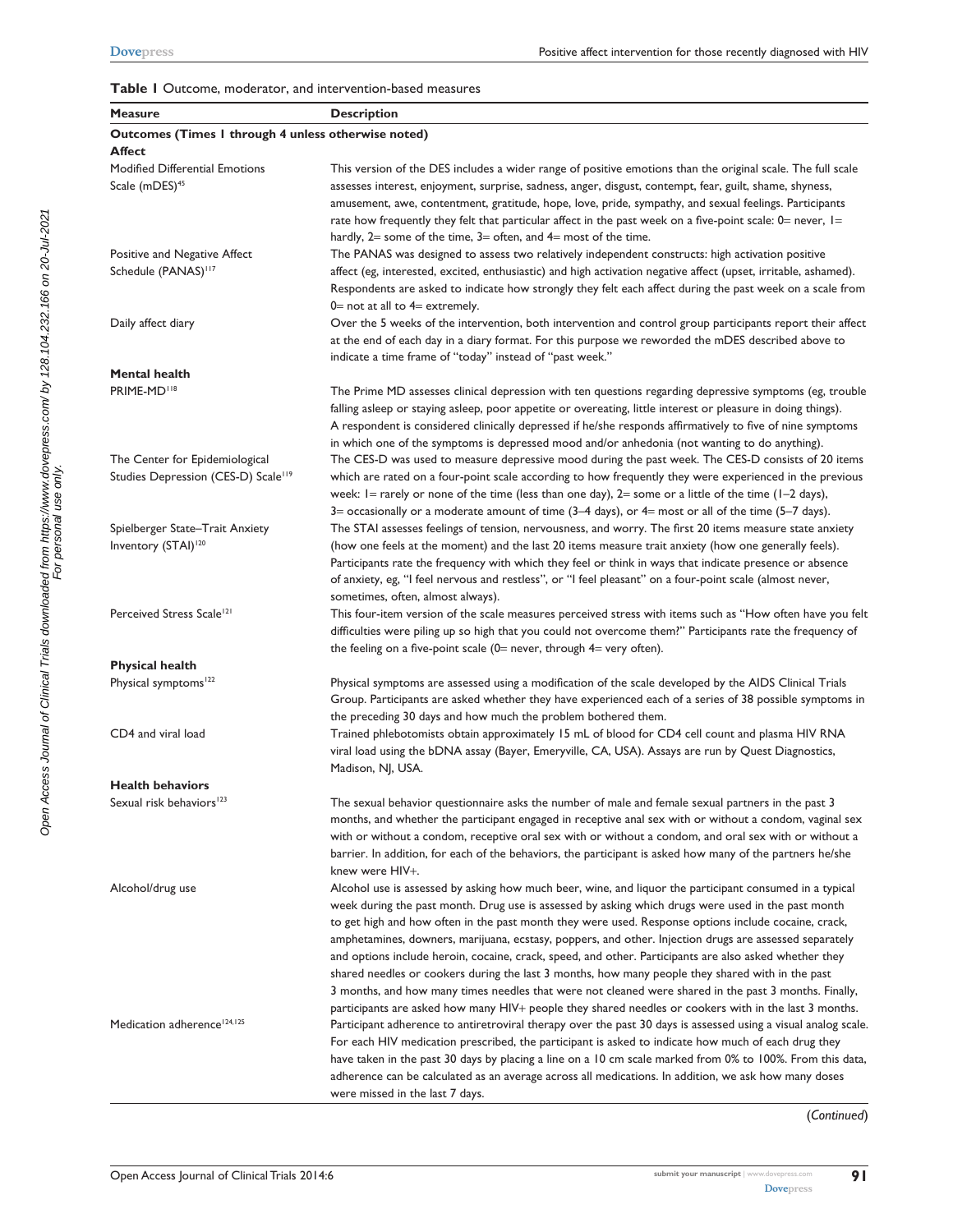**Table 1** Outcome, moderator, and intervention-based measures

| Measure | Description |
|---|---|
| **Outcomes (Times 1 through 4 unless otherwise noted)** | |
| **Affect** | |
| Modified Differential Emotions Scale (mDES)[45] | This version of the DES includes a wider range of positive emotions than the original scale. The full scale assesses interest, enjoyment, surprise, sadness, anger, disgust, contempt, fear, guilt, shame, shyness, amusement, awe, contentment, gratitude, hope, love, pride, sympathy, and sexual feelings. Participants rate how frequently they felt that particular affect in the past week on a five-point scale: 0= never, 1= hardly, 2= some of the time, 3= often, and 4= most of the time. |
| Positive and Negative Affect Schedule (PANAS)[117] | The PANAS was designed to assess two relatively independent constructs: high activation positive affect (eg, interested, excited, enthusiastic) and high activation negative affect (upset, irritable, ashamed). Respondents are asked to indicate how strongly they felt each affect during the past week on a scale from 0= not at all to 4= extremely. |
| Daily affect diary | Over the 5 weeks of the intervention, both intervention and control group participants report their affect at the end of each day in a diary format. For this purpose we reworded the mDES described above to indicate a time frame of "today" instead of "past week." |
| **Mental health** | |
| PRIME-MD[118] | The Prime MD assesses clinical depression with ten questions regarding depressive symptoms (eg, trouble falling asleep or staying asleep, poor appetite or overeating, little interest or pleasure in doing things). A respondent is considered clinically depressed if he/she responds affirmatively to five of nine symptoms in which one of the symptoms is depressed mood and/or anhedonia (not wanting to do anything). |
| The Center for Epidemiological Studies Depression (CES-D) Scale[119] | The CES-D was used to measure depressive mood during the past week. The CES-D consists of 20 items which are rated on a four-point scale according to how frequently they were experienced in the previous week: 1= rarely or none of the time (less than one day), 2= some or a little of the time (1–2 days), 3= occasionally or a moderate amount of time (3–4 days), or 4= most or all of the time (5–7 days). |
| Spielberger State–Trait Anxiety Inventory (STAI)[120] | The STAI assesses feelings of tension, nervousness, and worry. The first 20 items measure state anxiety (how one feels at the moment) and the last 20 items measure trait anxiety (how one generally feels). Participants rate the frequency with which they feel or think in ways that indicate presence or absence of anxiety, eg, "I feel nervous and restless", or "I feel pleasant" on a four-point scale (almost never, sometimes, often, almost always). |
| Perceived Stress Scale[121] | This four-item version of the scale measures perceived stress with items such as "How often have you felt difficulties were piling up so high that you could not overcome them?" Participants rate the frequency of the feeling on a five-point scale (0= never, through 4= very often). |
| **Physical health** | |
| Physical symptoms[122] | Physical symptoms are assessed using a modification of the scale developed by the AIDS Clinical Trials Group. Participants are asked whether they have experienced each of a series of 38 possible symptoms in the preceding 30 days and how much the problem bothered them. |
| CD4 and viral load | Trained phlebotomists obtain approximately 15 mL of blood for CD4 cell count and plasma HIV RNA viral load using the bDNA assay (Bayer, Emeryville, CA, USA). Assays are run by Quest Diagnostics, Madison, NJ, USA. |
| **Health behaviors** | |
| Sexual risk behaviors[123] | The sexual behavior questionnaire asks the number of male and female sexual partners in the past 3 months, and whether the participant engaged in receptive anal sex with or without a condom, vaginal sex with or without a condom, receptive oral sex with or without a condom, and oral sex with or without a barrier. In addition, for each of the behaviors, the participant is asked how many of the partners he/she knew were HIV+. |
| Alcohol/drug use | Alcohol use is assessed by asking how much beer, wine, and liquor the participant consumed in a typical week during the past month. Drug use is assessed by asking which drugs were used in the past month to get high and how often in the past month they were used. Response options include cocaine, crack, amphetamines, downers, marijuana, ecstasy, poppers, and other. Injection drugs are assessed separately and options include heroin, cocaine, crack, speed, and other. Participants are also asked whether they shared needles or cookers during the last 3 months, how many people they shared with in the past 3 months, and how many times needles that were not cleaned were shared in the past 3 months. Finally, participants are asked how many HIV+ people they shared needles or cookers with in the last 3 months. |
| Medication adherence[124,125] | Participant adherence to antiretroviral therapy over the past 30 days is assessed using a visual analog scale. For each HIV medication prescribed, the participant is asked to indicate how much of each drug they have taken in the past 30 days by placing a line on a 10 cm scale marked from 0% to 100%. From this data, adherence can be calculated as an average across all medications. In addition, we ask how many doses were missed in the last 7 days. |

(*Continued*)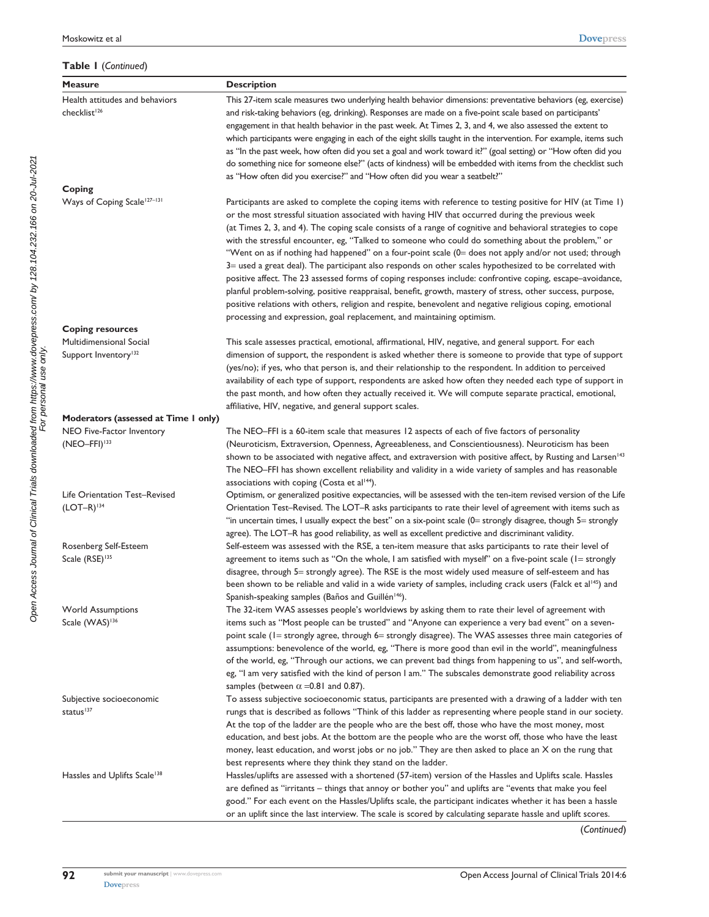**Table 1** (*Continued*)

| Measure | Description |
|---|---|
| Health attitudes and behaviors checklist[126] | This 27-item scale measures two underlying health behavior dimensions: preventative behaviors (eg, exercise) and risk-taking behaviors (eg, drinking). Responses are made on a five-point scale based on participants' engagement in that health behavior in the past week. At Times 2, 3, and 4, we also assessed the extent to which participants were engaging in each of the eight skills taught in the intervention. For example, items such as "In the past week, how often did you set a goal and work toward it?" (goal setting) or "How often did you do something nice for someone else?" (acts of kindness) will be embedded with items from the checklist such as "How often did you exercise?" and "How often did you wear a seatbelt?" |
| **Coping** | |
| Ways of Coping Scale[127–131] | Participants are asked to complete the coping items with reference to testing positive for HIV (at Time 1) or the most stressful situation associated with having HIV that occurred during the previous week (at Times 2, 3, and 4). The coping scale consists of a range of cognitive and behavioral strategies to cope with the stressful encounter, eg, "Talked to someone who could do something about the problem," or "Went on as if nothing had happened" on a four-point scale (0= does not apply and/or not used; through 3= used a great deal). The participant also responds on other scales hypothesized to be correlated with positive affect. The 23 assessed forms of coping responses include: confrontive coping, escape–avoidance, planful problem-solving, positive reappraisal, benefit, growth, mastery of stress, other success, purpose, positive relations with others, religion and respite, benevolent and negative religious coping, emotional processing and expression, goal replacement, and maintaining optimism. |
| **Coping resources** | |
| Multidimensional Social Support Inventory[132] | This scale assesses practical, emotional, affirmational, HIV, negative, and general support. For each dimension of support, the respondent is asked whether there is someone to provide that type of support (yes/no); if yes, who that person is, and their relationship to the respondent. In addition to perceived availability of each type of support, respondents are asked how often they needed each type of support in the past month, and how often they actually received it. We will compute separate practical, emotional, affiliative, HIV, negative, and general support scales. |
| **Moderators (assessed at Time 1 only)** | |
| NEO Five-Factor Inventory (NEO–FFI)[133] | The NEO–FFI is a 60-item scale that measures 12 aspects of each of five factors of personality (Neuroticism, Extraversion, Openness, Agreeableness, and Conscientiousness). Neuroticism has been shown to be associated with negative affect, and extraversion with positive affect, by Rusting and Larsen[143] The NEO–FFI has shown excellent reliability and validity in a wide variety of samples and has reasonable associations with coping (Costa et al[144]). |
| Life Orientation Test–Revised (LOT–R)[134] | Optimism, or generalized positive expectancies, will be assessed with the ten-item revised version of the Life Orientation Test–Revised. The LOT–R asks participants to rate their level of agreement with items such as "in uncertain times, I usually expect the best" on a six-point scale (0= strongly disagree, though 5= strongly agree). The LOT–R has good reliability, as well as excellent predictive and discriminant validity. |
| Rosenberg Self-Esteem Scale (RSE)[135] | Self-esteem was assessed with the RSE, a ten-item measure that asks participants to rate their level of agreement to items such as "On the whole, I am satisfied with myself" on a five-point scale (1= strongly disagree, through 5= strongly agree). The RSE is the most widely used measure of self-esteem and has been shown to be reliable and valid in a wide variety of samples, including crack users (Falck et al[145]) and Spanish-speaking samples (Baños and Guillén[146]). |
| World Assumptions Scale (WAS)[136] | The 32-item WAS assesses people's worldviews by asking them to rate their level of agreement with items such as "Most people can be trusted" and "Anyone can experience a very bad event" on a seven-point scale (1= strongly agree, through 6= strongly disagree). The WAS assesses three main categories of assumptions: benevolence of the world, eg, "There is more good than evil in the world", meaningfulness of the world, eg, "Through our actions, we can prevent bad things from happening to us", and self-worth, eg, "I am very satisfied with the kind of person I am." The subscales demonstrate good reliability across samples (between $\alpha$ =0.81 and 0.87). |
| Subjective socioeconomic status[137] | To assess subjective socioeconomic status, participants are presented with a drawing of a ladder with ten rungs that is described as follows "Think of this ladder as representing where people stand in our society. At the top of the ladder are the people who are the best off, those who have the most money, most education, and best jobs. At the bottom are the people who are the worst off, those who have the least money, least education, and worst jobs or no job." They are then asked to place an X on the rung that best represents where they think they stand on the ladder. |
| Hassles and Uplifts Scale[138] | Hassles/uplifts are assessed with a shortened (57-item) version of the Hassles and Uplifts scale. Hassles are defined as "irritants – things that annoy or bother you" and uplifts are "events that make you feel good." For each event on the Hassles/Uplifts scale, the participant indicates whether it has been a hassle or an uplift since the last interview. The scale is scored by calculating separate hassle and uplift scores. |

(*Continued*)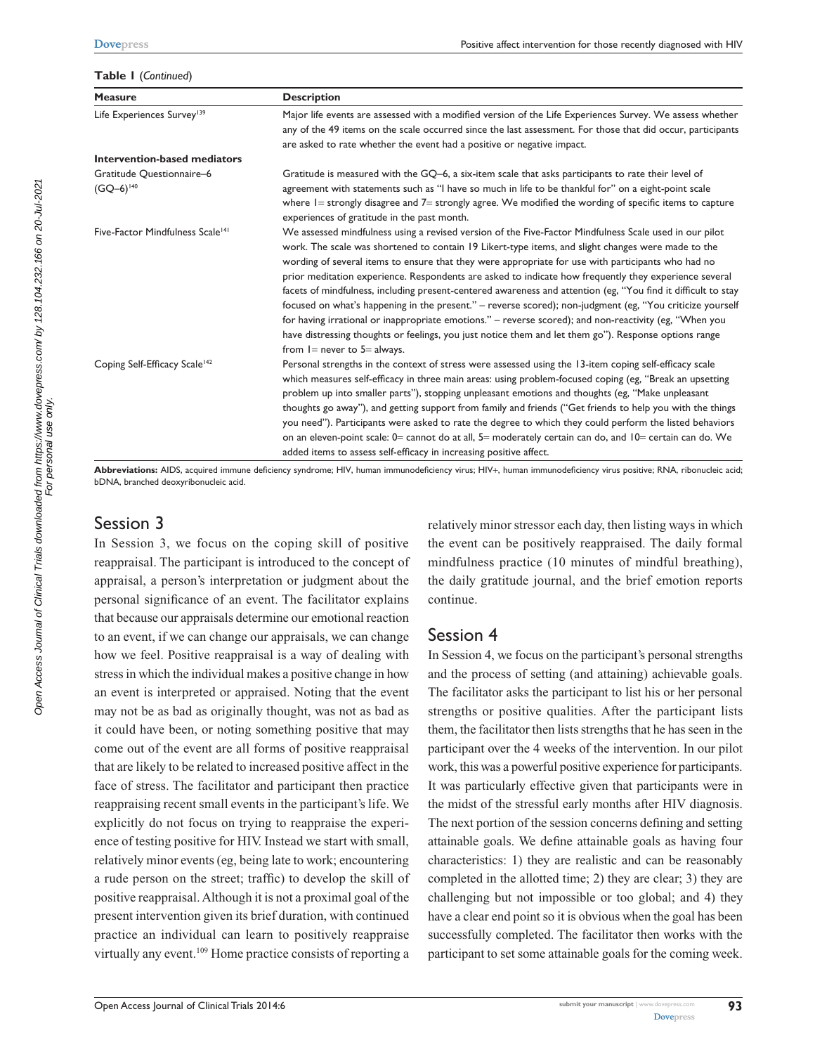**Table 1** (*Continued*)

| Measure | Description |
|---|---|
| Life Experiences Survey[139] | Major life events are assessed with a modified version of the Life Experiences Survey. We assess whether any of the 49 items on the scale occurred since the last assessment. For those that did occur, participants are asked to rate whether the event had a positive or negative impact. |
| **Intervention-based mediators** | |
| Gratitude Questionnaire–6 (GQ–6)[140] | Gratitude is measured with the GQ–6, a six-item scale that asks participants to rate their level of agreement with statements such as "I have so much in life to be thankful for" on a eight-point scale where 1= strongly disagree and 7= strongly agree. We modified the wording of specific items to capture experiences of gratitude in the past month. |
| Five-Factor Mindfulness Scale[141] | We assessed mindfulness using a revised version of the Five-Factor Mindfulness Scale used in our pilot work. The scale was shortened to contain 19 Likert-type items, and slight changes were made to the wording of several items to ensure that they were appropriate for use with participants who had no prior meditation experience. Respondents are asked to indicate how frequently they experience several facets of mindfulness, including present-centered awareness and attention (eg, "You find it difficult to stay focused on what's happening in the present." – reverse scored); non-judgment (eg, "You criticize yourself for having irrational or inappropriate emotions." – reverse scored); and non-reactivity (eg, "When you have distressing thoughts or feelings, you just notice them and let them go"). Response options range from 1= never to 5= always. |
| Coping Self-Efficacy Scale[142] | Personal strengths in the context of stress were assessed using the 13-item coping self-efficacy scale which measures self-efficacy in three main areas: using problem-focused coping (eg, "Break an upsetting problem up into smaller parts"), stopping unpleasant emotions and thoughts (eg, "Make unpleasant thoughts go away"), and getting support from family and friends ("Get friends to help you with the things you need"). Participants were asked to rate the degree to which they could perform the listed behaviors on an eleven-point scale: 0= cannot do at all, 5= moderately certain can do, and 10= certain can do. We added items to assess self-efficacy in increasing positive affect. |

**Abbreviations:** AIDS, acquired immune deficiency syndrome; HIV, human immunodeficiency virus; HIV+, human immunodeficiency virus positive; RNA, ribonucleic acid; bDNA, branched deoxyribonucleic acid.

## Session 3

In Session 3, we focus on the coping skill of positive reappraisal. The participant is introduced to the concept of appraisal, a person's interpretation or judgment about the personal significance of an event. The facilitator explains that because our appraisals determine our emotional reaction to an event, if we can change our appraisals, we can change how we feel. Positive reappraisal is a way of dealing with stress in which the individual makes a positive change in how an event is interpreted or appraised. Noting that the event may not be as bad as originally thought, was not as bad as it could have been, or noting something positive that may come out of the event are all forms of positive reappraisal that are likely to be related to increased positive affect in the face of stress. The facilitator and participant then practice reappraising recent small events in the participant's life. We explicitly do not focus on trying to reappraise the experience of testing positive for HIV. Instead we start with small, relatively minor events (eg, being late to work; encountering a rude person on the street; traffic) to develop the skill of positive reappraisal. Although it is not a proximal goal of the present intervention given its brief duration, with continued practice an individual can learn to positively reappraise virtually any event.[109] Home practice consists of reporting a relatively minor stressor each day, then listing ways in which the event can be positively reappraised. The daily formal mindfulness practice (10 minutes of mindful breathing), the daily gratitude journal, and the brief emotion reports continue.

## Session 4

In Session 4, we focus on the participant's personal strengths and the process of setting (and attaining) achievable goals. The facilitator asks the participant to list his or her personal strengths or positive qualities. After the participant lists them, the facilitator then lists strengths that he has seen in the participant over the 4 weeks of the intervention. In our pilot work, this was a powerful positive experience for participants. It was particularly effective given that participants were in the midst of the stressful early months after HIV diagnosis. The next portion of the session concerns defining and setting attainable goals. We define attainable goals as having four characteristics: 1) they are realistic and can be reasonably completed in the allotted time; 2) they are clear; 3) they are challenging but not impossible or too global; and 4) they have a clear end point so it is obvious when the goal has been successfully completed. The facilitator then works with the participant to set some attainable goals for the coming week.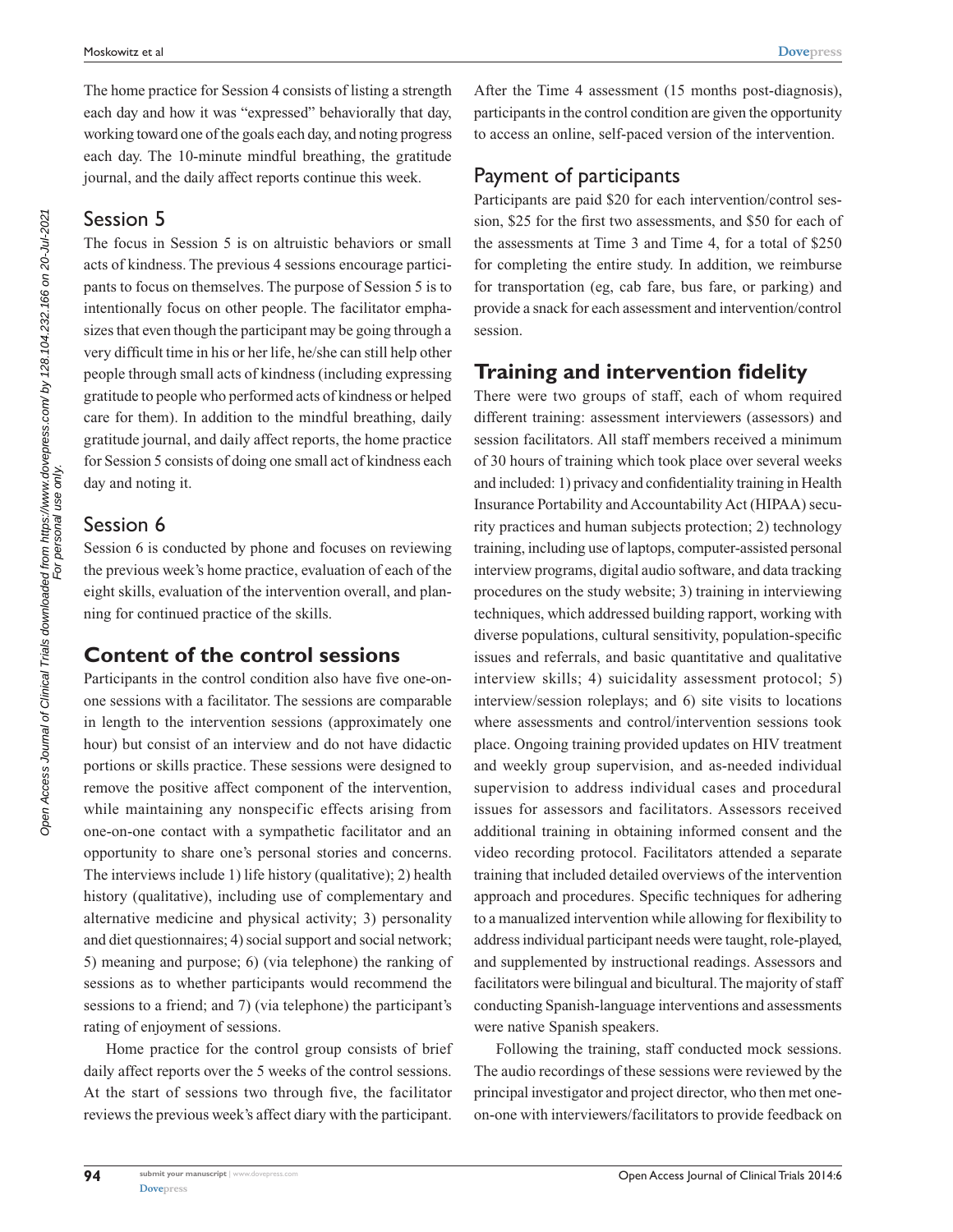The home practice for Session 4 consists of listing a strength each day and how it was "expressed" behaviorally that day, working toward one of the goals each day, and noting progress each day. The 10-minute mindful breathing, the gratitude journal, and the daily affect reports continue this week.

## Session 5

The focus in Session 5 is on altruistic behaviors or small acts of kindness. The previous 4 sessions encourage participants to focus on themselves. The purpose of Session 5 is to intentionally focus on other people. The facilitator emphasizes that even though the participant may be going through a very difficult time in his or her life, he/she can still help other people through small acts of kindness (including expressing gratitude to people who performed acts of kindness or helped care for them). In addition to the mindful breathing, daily gratitude journal, and daily affect reports, the home practice for Session 5 consists of doing one small act of kindness each day and noting it.

## Session 6

Session 6 is conducted by phone and focuses on reviewing the previous week's home practice, evaluation of each of the eight skills, evaluation of the intervention overall, and planning for continued practice of the skills.

# Content of the control sessions

Participants in the control condition also have five one-on-one sessions with a facilitator. The sessions are comparable in length to the intervention sessions (approximately one hour) but consist of an interview and do not have didactic portions or skills practice. These sessions were designed to remove the positive affect component of the intervention, while maintaining any nonspecific effects arising from one-on-one contact with a sympathetic facilitator and an opportunity to share one's personal stories and concerns. The interviews include 1) life history (qualitative); 2) health history (qualitative), including use of complementary and alternative medicine and physical activity; 3) personality and diet questionnaires; 4) social support and social network; 5) meaning and purpose; 6) (via telephone) the ranking of sessions as to whether participants would recommend the sessions to a friend; and 7) (via telephone) the participant's rating of enjoyment of sessions.

Home practice for the control group consists of brief daily affect reports over the 5 weeks of the control sessions. At the start of sessions two through five, the facilitator reviews the previous week's affect diary with the participant. After the Time 4 assessment (15 months post-diagnosis), participants in the control condition are given the opportunity to access an online, self-paced version of the intervention.

## Payment of participants

Participants are paid $20 for each intervention/control session, $25 for the first two assessments, and $50 for each of the assessments at Time 3 and Time 4, for a total of $250 for completing the entire study. In addition, we reimburse for transportation (eg, cab fare, bus fare, or parking) and provide a snack for each assessment and intervention/control session.

# Training and intervention fidelity

There were two groups of staff, each of whom required different training: assessment interviewers (assessors) and session facilitators. All staff members received a minimum of 30 hours of training which took place over several weeks and included: 1) privacy and confidentiality training in Health Insurance Portability and Accountability Act (HIPAA) security practices and human subjects protection; 2) technology training, including use of laptops, computer-assisted personal interview programs, digital audio software, and data tracking procedures on the study website; 3) training in interviewing techniques, which addressed building rapport, working with diverse populations, cultural sensitivity, population-specific issues and referrals, and basic quantitative and qualitative interview skills; 4) suicidality assessment protocol; 5) interview/session roleplays; and 6) site visits to locations where assessments and control/intervention sessions took place. Ongoing training provided updates on HIV treatment and weekly group supervision, and as-needed individual supervision to address individual cases and procedural issues for assessors and facilitators. Assessors received additional training in obtaining informed consent and the video recording protocol. Facilitators attended a separate training that included detailed overviews of the intervention approach and procedures. Specific techniques for adhering to a manualized intervention while allowing for flexibility to address individual participant needs were taught, role-played, and supplemented by instructional readings. Assessors and facilitators were bilingual and bicultural. The majority of staff conducting Spanish-language interventions and assessments were native Spanish speakers.

Following the training, staff conducted mock sessions. The audio recordings of these sessions were reviewed by the principal investigator and project director, who then met one-on-one with interviewers/facilitators to provide feedback on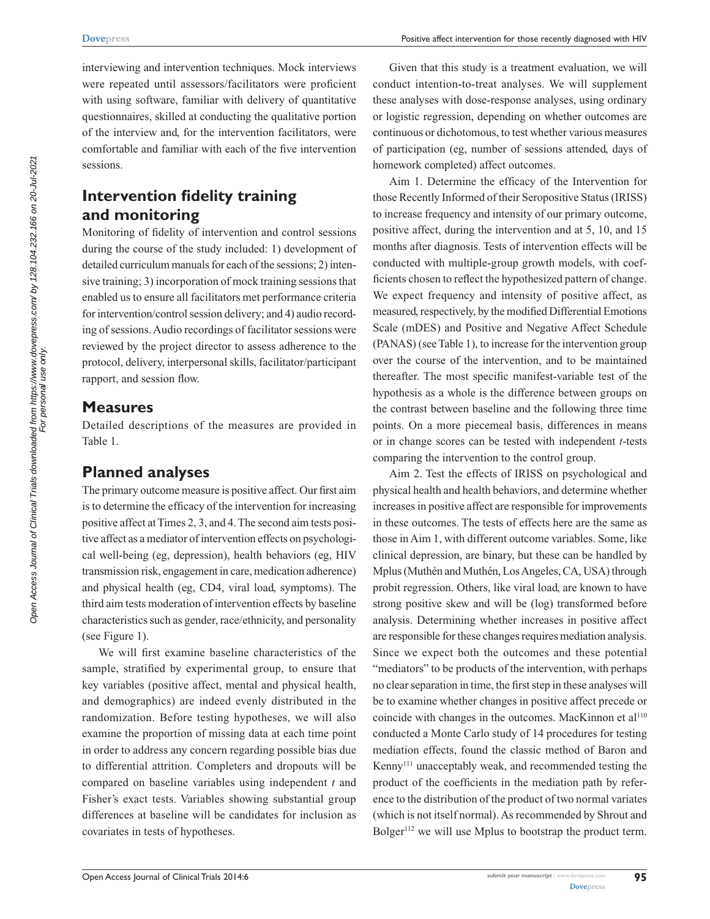interviewing and intervention techniques. Mock interviews were repeated until assessors/facilitators were proficient with using software, familiar with delivery of quantitative questionnaires, skilled at conducting the qualitative portion of the interview and, for the intervention facilitators, were comfortable and familiar with each of the five intervention sessions.

## Intervention fidelity training and monitoring

Monitoring of fidelity of intervention and control sessions during the course of the study included: 1) development of detailed curriculum manuals for each of the sessions; 2) intensive training; 3) incorporation of mock training sessions that enabled us to ensure all facilitators met performance criteria for intervention/control session delivery; and 4) audio recording of sessions. Audio recordings of facilitator sessions were reviewed by the project director to assess adherence to the protocol, delivery, interpersonal skills, facilitator/participant rapport, and session flow.

## Measures

Detailed descriptions of the measures are provided in Table 1.

## Planned analyses

The primary outcome measure is positive affect. Our first aim is to determine the efficacy of the intervention for increasing positive affect at Times 2, 3, and 4. The second aim tests positive affect as a mediator of intervention effects on psychological well-being (eg, depression), health behaviors (eg, HIV transmission risk, engagement in care, medication adherence) and physical health (eg, CD4, viral load, symptoms). The third aim tests moderation of intervention effects by baseline characteristics such as gender, race/ethnicity, and personality (see Figure 1).

We will first examine baseline characteristics of the sample, stratified by experimental group, to ensure that key variables (positive affect, mental and physical health, and demographics) are indeed evenly distributed in the randomization. Before testing hypotheses, we will also examine the proportion of missing data at each time point in order to address any concern regarding possible bias due to differential attrition. Completers and dropouts will be compared on baseline variables using independent *t* and Fisher's exact tests. Variables showing substantial group differences at baseline will be candidates for inclusion as covariates in tests of hypotheses.

Given that this study is a treatment evaluation, we will conduct intention-to-treat analyses. We will supplement these analyses with dose-response analyses, using ordinary or logistic regression, depending on whether outcomes are continuous or dichotomous, to test whether various measures of participation (eg, number of sessions attended, days of homework completed) affect outcomes.

Aim 1. Determine the efficacy of the Intervention for those Recently Informed of their Seropositive Status (IRISS) to increase frequency and intensity of our primary outcome, positive affect, during the intervention and at 5, 10, and 15 months after diagnosis. Tests of intervention effects will be conducted with multiple-group growth models, with coefficients chosen to reflect the hypothesized pattern of change. We expect frequency and intensity of positive affect, as measured, respectively, by the modified Differential Emotions Scale (mDES) and Positive and Negative Affect Schedule (PANAS) (see Table 1), to increase for the intervention group over the course of the intervention, and to be maintained thereafter. The most specific manifest-variable test of the hypothesis as a whole is the difference between groups on the contrast between baseline and the following three time points. On a more piecemeal basis, differences in means or in change scores can be tested with independent *t*-tests comparing the intervention to the control group.

Aim 2. Test the effects of IRISS on psychological and physical health and health behaviors, and determine whether increases in positive affect are responsible for improvements in these outcomes. The tests of effects here are the same as those in Aim 1, with different outcome variables. Some, like clinical depression, are binary, but these can be handled by Mplus (Muthén and Muthén, Los Angeles, CA, USA) through probit regression. Others, like viral load, are known to have strong positive skew and will be (log) transformed before analysis. Determining whether increases in positive affect are responsible for these changes requires mediation analysis. Since we expect both the outcomes and these potential "mediators" to be products of the intervention, with perhaps no clear separation in time, the first step in these analyses will be to examine whether changes in positive affect precede or coincide with changes in the outcomes. MacKinnon et al[110] conducted a Monte Carlo study of 14 procedures for testing mediation effects, found the classic method of Baron and Kenny[111] unacceptably weak, and recommended testing the product of the coefficients in the mediation path by reference to the distribution of the product of two normal variates (which is not itself normal). As recommended by Shrout and Bolger[112] we will use Mplus to bootstrap the product term.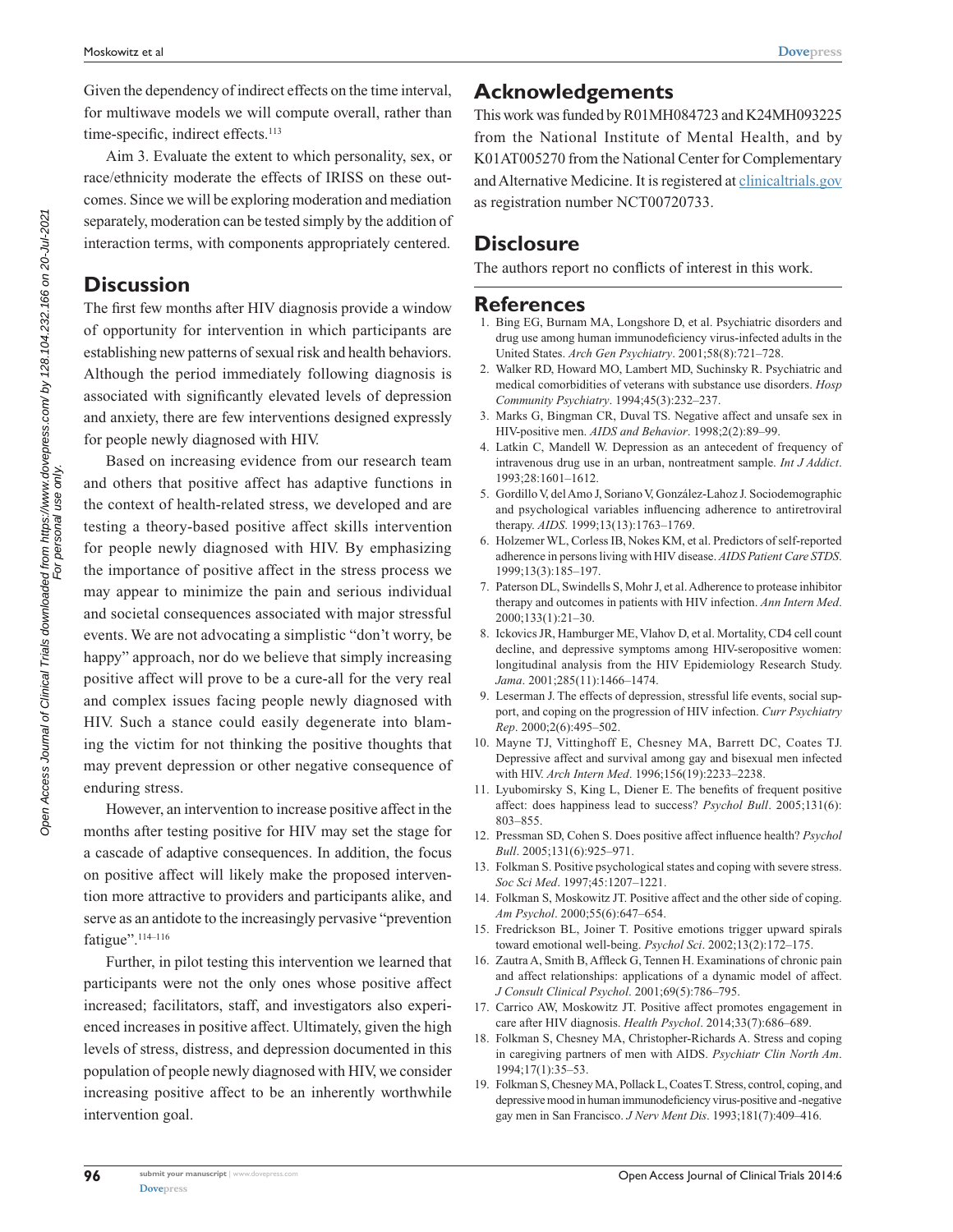Given the dependency of indirect effects on the time interval, for multiwave models we will compute overall, rather than time-specific, indirect effects.[113]

Aim 3. Evaluate the extent to which personality, sex, or race/ethnicity moderate the effects of IRISS on these outcomes. Since we will be exploring moderation and mediation separately, moderation can be tested simply by the addition of interaction terms, with components appropriately centered.

## Discussion

The first few months after HIV diagnosis provide a window of opportunity for intervention in which participants are establishing new patterns of sexual risk and health behaviors. Although the period immediately following diagnosis is associated with significantly elevated levels of depression and anxiety, there are few interventions designed expressly for people newly diagnosed with HIV.

Based on increasing evidence from our research team and others that positive affect has adaptive functions in the context of health-related stress, we developed and are testing a theory-based positive affect skills intervention for people newly diagnosed with HIV. By emphasizing the importance of positive affect in the stress process we may appear to minimize the pain and serious individual and societal consequences associated with major stressful events. We are not advocating a simplistic "don't worry, be happy" approach, nor do we believe that simply increasing positive affect will prove to be a cure-all for the very real and complex issues facing people newly diagnosed with HIV. Such a stance could easily degenerate into blaming the victim for not thinking the positive thoughts that may prevent depression or other negative consequence of enduring stress.

However, an intervention to increase positive affect in the months after testing positive for HIV may set the stage for a cascade of adaptive consequences. In addition, the focus on positive affect will likely make the proposed intervention more attractive to providers and participants alike, and serve as an antidote to the increasingly pervasive "prevention fatigue".[114–116]

Further, in pilot testing this intervention we learned that participants were not the only ones whose positive affect increased; facilitators, staff, and investigators also experienced increases in positive affect. Ultimately, given the high levels of stress, distress, and depression documented in this population of people newly diagnosed with HIV, we consider increasing positive affect to be an inherently worthwhile intervention goal.

## Acknowledgements

This work was funded by R01MH084723 and K24MH093225 from the National Institute of Mental Health, and by K01AT005270 from the National Center for Complementary and Alternative Medicine. It is registered at clinicaltrials.gov as registration number NCT00720733.

## Disclosure

The authors report no conflicts of interest in this work.

## References

1. Bing EG, Burnam MA, Longshore D, et al. Psychiatric disorders and drug use among human immunodeficiency virus-infected adults in the United States. *Arch Gen Psychiatry*. 2001;58(8):721–728.
2. Walker RD, Howard MO, Lambert MD, Suchinsky R. Psychiatric and medical comorbidities of veterans with substance use disorders. *Hosp Community Psychiatry*. 1994;45(3):232–237.
3. Marks G, Bingman CR, Duval TS. Negative affect and unsafe sex in HIV-positive men. *AIDS and Behavior*. 1998;2(2):89–99.
4. Latkin C, Mandell W. Depression as an antecedent of frequency of intravenous drug use in an urban, nontreatment sample. *Int J Addict*. 1993;28:1601–1612.
5. Gordillo V, del Amo J, Soriano V, González-Lahoz J. Sociodemographic and psychological variables influencing adherence to antiretroviral therapy. *AIDS*. 1999;13(13):1763–1769.
6. Holzemer WL, Corless IB, Nokes KM, et al. Predictors of self-reported adherence in persons living with HIV disease. *AIDS Patient Care STDS*. 1999;13(3):185–197.
7. Paterson DL, Swindells S, Mohr J, et al. Adherence to protease inhibitor therapy and outcomes in patients with HIV infection. *Ann Intern Med*. 2000;133(1):21–30.
8. Ickovics JR, Hamburger ME, Vlahov D, et al. Mortality, CD4 cell count decline, and depressive symptoms among HIV-seropositive women: longitudinal analysis from the HIV Epidemiology Research Study. *Jama*. 2001;285(11):1466–1474.
9. Leserman J. The effects of depression, stressful life events, social support, and coping on the progression of HIV infection. *Curr Psychiatry Rep*. 2000;2(6):495–502.
10. Mayne TJ, Vittinghoff E, Chesney MA, Barrett DC, Coates TJ. Depressive affect and survival among gay and bisexual men infected with HIV. *Arch Intern Med*. 1996;156(19):2233–2238.
11. Lyubomirsky S, King L, Diener E. The benefits of frequent positive affect: does happiness lead to success? *Psychol Bull*. 2005;131(6): 803–855.
12. Pressman SD, Cohen S. Does positive affect influence health? *Psychol Bull*. 2005;131(6):925–971.
13. Folkman S. Positive psychological states and coping with severe stress. *Soc Sci Med*. 1997;45:1207–1221.
14. Folkman S, Moskowitz JT. Positive affect and the other side of coping. *Am Psychol*. 2000;55(6):647–654.
15. Fredrickson BL, Joiner T. Positive emotions trigger upward spirals toward emotional well-being. *Psychol Sci*. 2002;13(2):172–175.
16. Zautra A, Smith B, Affleck G, Tennen H. Examinations of chronic pain and affect relationships: applications of a dynamic model of affect. *J Consult Clinical Psychol*. 2001;69(5):786–795.
17. Carrico AW, Moskowitz JT. Positive affect promotes engagement in care after HIV diagnosis. *Health Psychol*. 2014;33(7):686–689.
18. Folkman S, Chesney MA, Christopher-Richards A. Stress and coping in caregiving partners of men with AIDS. *Psychiatr Clin North Am*. 1994;17(1):35–53.
19. Folkman S, Chesney MA, Pollack L, Coates T. Stress, control, coping, and depressive mood in human immunodeficiency virus-positive and -negative gay men in San Francisco. *J Nerv Ment Dis*. 1993;181(7):409–416.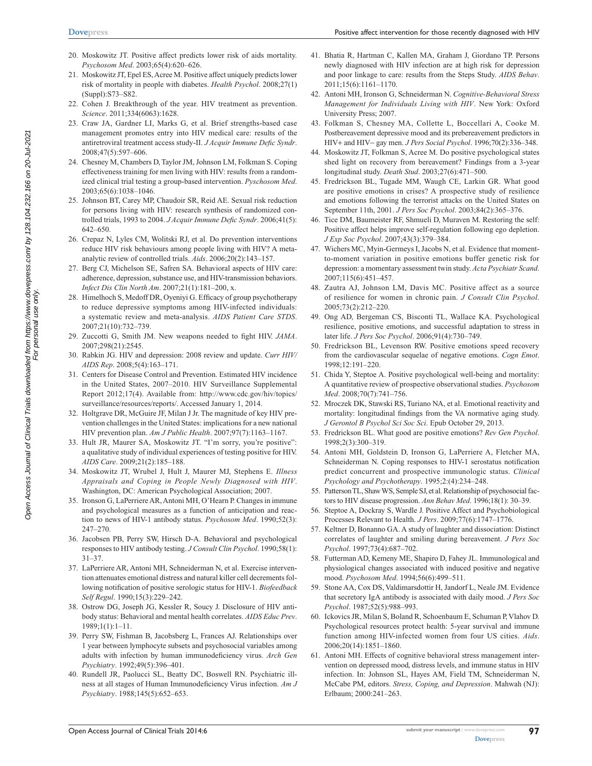20. Moskowitz JT. Positive affect predicts lower risk of aids mortality. *Psychosom Med*. 2003;65(4):620–626.
21. Moskowitz JT, Epel ES, Acree M. Positive affect uniquely predicts lower risk of mortality in people with diabetes. *Health Psychol*. 2008;27(1) (Suppl):S73–S82.
22. Cohen J. Breakthrough of the year. HIV treatment as prevention. *Science*. 2011;334(6063):1628.
23. Craw JA, Gardner LI, Marks G, et al. Brief strengths-based case management promotes entry into HIV medical care: results of the antiretroviral treatment access study-II. *J Acquir Immune Defic Syndr*. 2008;47(5):597–606.
24. Chesney M, Chambers D, Taylor JM, Johnson LM, Folkman S. Coping effectiveness training for men living with HIV: results from a randomized clinical trial testing a group-based intervention. *Pyschosom Med*. 2003;65(6):1038–1046.
25. Johnson BT, Carey MP, Chaudoir SR, Reid AE. Sexual risk reduction for persons living with HIV: research synthesis of randomized controlled trials, 1993 to 2004. *J Acquir Immune Defic Syndr*. 2006;41(5): 642–650.
26. Crepaz N, Lyles CM, Wolitski RJ, et al. Do prevention interventions reduce HIV risk behaviours among people living with HIV? A meta-analytic review of controlled trials. *Aids*. 2006;20(2):143–157.
27. Berg CJ, Michelson SE, Safren SA. Behavioral aspects of HIV care: adherence, depression, substance use, and HIV-transmission behaviors. *Infect Dis Clin North Am*. 2007;21(1):181–200, x.
28. Himelhoch S, Medoff DR, Oyeniyi G. Efficacy of group psychotherapy to reduce depressive symptoms among HIV-infected individuals: a systematic review and meta-analysis. *AIDS Patient Care STDS*. 2007;21(10):732–739.
29. Zuccotti G, Smith JM. New weapons needed to fight HIV. *JAMA*. 2007;298(21):2545.
30. Rabkin JG. HIV and depression: 2008 review and update. *Curr HIV/AIDS Rep*. 2008;5(4):163–171.
31. Centers for Disease Control and Prevention. Estimated HIV incidence in the United States, 2007–2010. HIV Surveillance Supplemental Report 2012;17(4). Available from: http://www.cdc.gov/hiv/topics/surveillance/resources/reports/. Accessed January 1, 2014.
32. Holtgrave DR, McGuire JF, Milan J Jr. The magnitude of key HIV prevention challenges in the United States: implications for a new national HIV prevention plan. *Am J Public Health*. 2007;97(7):1163–1167.
33. Hult JR, Maurer SA, Moskowitz JT. "I'm sorry, you're positive": a qualitative study of individual experiences of testing positive for HIV. *AIDS Care*. 2009;21(2):185–188.
34. Moskowitz JT, Wrubel J, Hult J, Maurer MJ, Stephens E. *Illness Appraisals and Coping in People Newly Diagnosed with HIV*. Washington, DC: American Psychological Association; 2007.
35. Ironson G, LaPerriere AR, Antoni MH, O'Hearn P. Changes in immune and psychological measures as a function of anticipation and reaction to news of HIV-1 antibody status. *Psychosom Med*. 1990;52(3): 247–270.
36. Jacobsen PB, Perry SW, Hirsch D-A. Behavioral and psychological responses to HIV antibody testing. *J Consult Clin Psychol*. 1990;58(1): 31–37.
37. LaPerriere AR, Antoni MH, Schneiderman N, et al. Exercise intervention attenuates emotional distress and natural killer cell decrements following notification of positive serologic status for HIV-1. *Biofeedback Self Regul*. 1990;15(3):229–242.
38. Ostrow DG, Joseph JG, Kessler R, Soucy J. Disclosure of HIV antibody status: Behavioral and mental health correlates. *AIDS Educ Prev*. 1989;1(1):1–11.
39. Perry SW, Fishman B, Jacobsberg L, Frances AJ. Relationships over 1 year between lymphocyte subsets and psychosocial variables among adults with infection by human immunodeficiency virus. *Arch Gen Psychiatry*. 1992;49(5):396–401.
40. Rundell JR, Paolucci SL, Beatty DC, Boswell RN. Psychiatric illness at all stages of Human Immunodeficiency Virus infection. *Am J Psychiatry*. 1988;145(5):652–653.
41. Bhatia R, Hartman C, Kallen MA, Graham J, Giordano TP. Persons newly diagnosed with HIV infection are at high risk for depression and poor linkage to care: results from the Steps Study. *AIDS Behav*. 2011;15(6):1161–1170.
42. Antoni MH, Ironson G, Schneiderman N. *Cognitive-Behavioral Stress Management for Individuals Living with HIV*. New York: Oxford University Press; 2007.
43. Folkman S, Chesney MA, Collette L, Boccellari A, Cooke M. Postbereavement depressive mood and its prebereavement predictors in HIV+ and HIV− gay men. *J Pers Social Psychol*. 1996;70(2):336–348.
44. Moskowitz JT, Folkman S, Acree M. Do positive psychological states shed light on recovery from bereavement? Findings from a 3-year longitudinal study. *Death Stud*. 2003;27(6):471–500.
45. Fredrickson BL, Tugade MM, Waugh CE, Larkin GR. What good are positive emotions in crises? A prospective study of resilience and emotions following the terrorist attacks on the United States on September 11th, 2001. *J Pers Soc Psychol*. 2003;84(2):365–376.
46. Tice DM, Baumeister RF, Shmueli D, Muraven M. Restoring the self: Positive affect helps improve self-regulation following ego depletion. *J Exp Soc Psychol*. 2007;43(3):379–384.
47. Wichers MC, Myin-Germeys I, Jacobs N, et al. Evidence that moment-to-moment variation in positive emotions buffer genetic risk for depression: a momentary assessment twin study. *Acta Psychiatr Scand*. 2007;115(6):451–457.
48. Zautra AJ, Johnson LM, Davis MC. Positive affect as a source of resilience for women in chronic pain. *J Consult Clin Psychol*. 2005;73(2):212–220.
49. Ong AD, Bergeman CS, Bisconti TL, Wallace KA. Psychological resilience, positive emotions, and successful adaptation to stress in later life. *J Pers Soc Psychol*. 2006;91(4):730–749.
50. Fredrickson BL, Levenson RW. Positive emotions speed recovery from the cardiovascular sequelae of negative emotions. *Cogn Emot*. 1998;12:191–220.
51. Chida Y, Steptoe A. Positive psychological well-being and mortality: A quantitative review of prospective observational studies. *Psychosom Med*. 2008;70(7):741–756.
52. Mroczek DK, Stawski RS, Turiano NA, et al. Emotional reactivity and mortality: longitudinal findings from the VA normative aging study. *J Gerontol B Psychol Sci Soc Sci*. Epub October 29, 2013.
53. Fredrickson BL. What good are positive emotions? *Rev Gen Psychol*. 1998;2(3):300–319.
54. Antoni MH, Goldstein D, Ironson G, LaPerriere A, Fletcher MA, Schneiderman N. Coping responses to HIV-1 serostatus notification predict concurrent and prospective immunologic status. *Clinical Psychology and Psychotherapy*. 1995;2:(4):234–248.
55. Patterson TL, Shaw WS, Semple SJ, et al. Relationship of psychosocial factors to HIV disease progression. *Ann Behav Med*. 1996;18(1): 30–39.
56. Steptoe A, Dockray S, Wardle J. Positive Affect and Psychobiological Processes Relevant to Health. *J Pers*. 2009;77(6):1747–1776.
57. Keltner D, Bonanno GA. A study of laughter and dissociation: Distinct correlates of laughter and smiling during bereavement. *J Pers Soc Psychol*. 1997;73(4):687–702.
58. Futterman AD, Kemeny ME, Shapiro D, Fahey JL. Immunological and physiological changes associated with induced positive and negative mood. *Psychosom Med*. 1994;56(6):499–511.
59. Stone AA, Cox DS, Valdimarsdottir H, Jandorf L, Neale JM. Evidence that secretory IgA antibody is associated with daily mood. *J Pers Soc Psychol*. 1987;52(5):988–993.
60. Ickovics JR, Milan S, Boland R, Schoenbaum E, Schuman P, Vlahov D. Psychological resources protect health: 5-year survival and immune function among HIV-infected women from four US cities. *Aids*. 2006;20(14):1851–1860.
61. Antoni MH. Effects of cognitive behavioral stress management intervention on depressed mood, distress levels, and immune status in HIV infection. In: Johnson SL, Hayes AM, Field TM, Schneiderman N, McCabe PM, editors. *Stress, Coping, and Depression*. Mahwah (NJ): Erlbaum; 2000:241–263.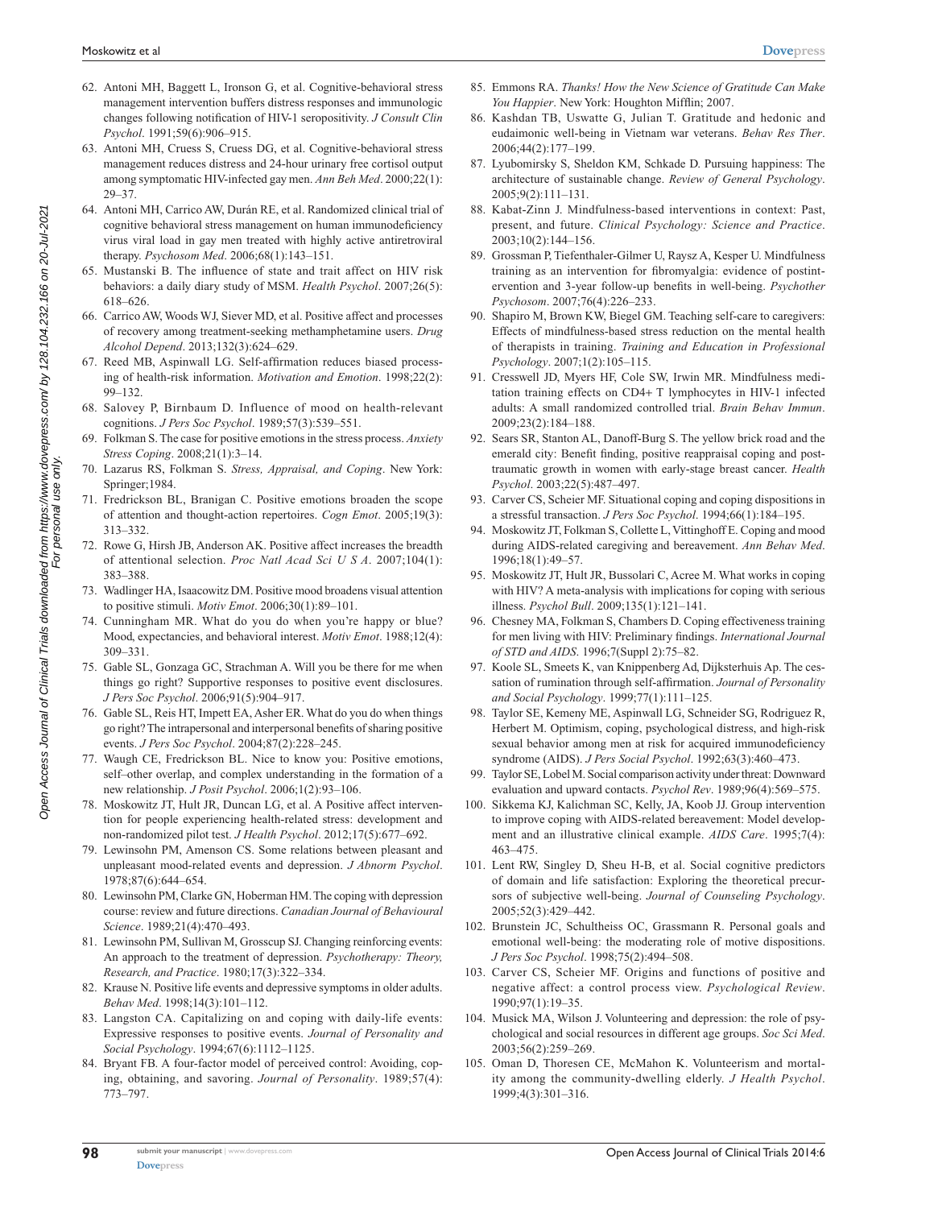62. Antoni MH, Baggett L, Ironson G, et al. Cognitive-behavioral stress management intervention buffers distress responses and immunologic changes following notification of HIV-1 seropositivity. *J Consult Clin Psychol*. 1991;59(6):906–915.
63. Antoni MH, Cruess S, Cruess DG, et al. Cognitive-behavioral stress management reduces distress and 24-hour urinary free cortisol output among symptomatic HIV-infected gay men. *Ann Beh Med*. 2000;22(1):29–37.
64. Antoni MH, Carrico AW, Durán RE, et al. Randomized clinical trial of cognitive behavioral stress management on human immunodeficiency virus viral load in gay men treated with highly active antiretroviral therapy. *Psychosom Med*. 2006;68(1):143–151.
65. Mustanski B. The influence of state and trait affect on HIV risk behaviors: a daily diary study of MSM. *Health Psychol*. 2007;26(5):618–626.
66. Carrico AW, Woods WJ, Siever MD, et al. Positive affect and processes of recovery among treatment-seeking methamphetamine users. *Drug Alcohol Depend*. 2013;132(3):624–629.
67. Reed MB, Aspinwall LG. Self-affirmation reduces biased processing of health-risk information. *Motivation and Emotion*. 1998;22(2):99–132.
68. Salovey P, Birnbaum D. Influence of mood on health-relevant cognitions. *J Pers Soc Psychol*. 1989;57(3):539–551.
69. Folkman S. The case for positive emotions in the stress process. *Anxiety Stress Coping*. 2008;21(1):3–14.
70. Lazarus RS, Folkman S. *Stress, Appraisal, and Coping*. New York: Springer;1984.
71. Fredrickson BL, Branigan C. Positive emotions broaden the scope of attention and thought-action repertoires. *Cogn Emot*. 2005;19(3):313–332.
72. Rowe G, Hirsh JB, Anderson AK. Positive affect increases the breadth of attentional selection. *Proc Natl Acad Sci U S A*. 2007;104(1):383–388.
73. Wadlinger HA, Isaacowitz DM. Positive mood broadens visual attention to positive stimuli. *Motiv Emot*. 2006;30(1):89–101.
74. Cunningham MR. What do you do when you're happy or blue? Mood, expectancies, and behavioral interest. *Motiv Emot*. 1988;12(4):309–331.
75. Gable SL, Gonzaga GC, Strachman A. Will you be there for me when things go right? Supportive responses to positive event disclosures. *J Pers Soc Psychol*. 2006;91(5):904–917.
76. Gable SL, Reis HT, Impett EA, Asher ER. What do you do when things go right? The intrapersonal and interpersonal benefits of sharing positive events. *J Pers Soc Psychol*. 2004;87(2):228–245.
77. Waugh CE, Fredrickson BL. Nice to know you: Positive emotions, self–other overlap, and complex understanding in the formation of a new relationship. *J Posit Psychol*. 2006;1(2):93–106.
78. Moskowitz JT, Hult JR, Duncan LG, et al. A Positive affect intervention for people experiencing health-related stress: development and non-randomized pilot test. *J Health Psychol*. 2012;17(5):677–692.
79. Lewinsohn PM, Amenson CS. Some relations between pleasant and unpleasant mood-related events and depression. *J Abnorm Psychol*. 1978;87(6):644–654.
80. Lewinsohn PM, Clarke GN, Hoberman HM. The coping with depression course: review and future directions. *Canadian Journal of Behavioural Science*. 1989;21(4):470–493.
81. Lewinsohn PM, Sullivan M, Grosscup SJ. Changing reinforcing events: An approach to the treatment of depression. *Psychotherapy: Theory, Research, and Practice*. 1980;17(3):322–334.
82. Krause N. Positive life events and depressive symptoms in older adults. *Behav Med*. 1998;14(3):101–112.
83. Langston CA. Capitalizing on and coping with daily-life events: Expressive responses to positive events. *Journal of Personality and Social Psychology*. 1994;67(6):1112–1125.
84. Bryant FB. A four-factor model of perceived control: Avoiding, coping, obtaining, and savoring. *Journal of Personality*. 1989;57(4):773–797.
85. Emmons RA. *Thanks! How the New Science of Gratitude Can Make You Happier*. New York: Houghton Mifflin; 2007.
86. Kashdan TB, Uswatte G, Julian T. Gratitude and hedonic and eudaimonic well-being in Vietnam war veterans. *Behav Res Ther*. 2006;44(2):177–199.
87. Lyubomirsky S, Sheldon KM, Schkade D. Pursuing happiness: The architecture of sustainable change. *Review of General Psychology*. 2005;9(2):111–131.
88. Kabat-Zinn J. Mindfulness-based interventions in context: Past, present, and future. *Clinical Psychology: Science and Practice*. 2003;10(2):144–156.
89. Grossman P, Tiefenthaler-Gilmer U, Raysz A, Kesper U. Mindfulness training as an intervention for fibromyalgia: evidence of postintervention and 3-year follow-up benefits in well-being. *Psychother Psychosom*. 2007;76(4):226–233.
90. Shapiro M, Brown KW, Biegel GM. Teaching self-care to caregivers: Effects of mindfulness-based stress reduction on the mental health of therapists in training. *Training and Education in Professional Psychology*. 2007;1(2):105–115.
91. Cresswell JD, Myers HF, Cole SW, Irwin MR. Mindfulness meditation training effects on CD4+ T lymphocytes in HIV-1 infected adults: A small randomized controlled trial. *Brain Behav Immun*. 2009;23(2):184–188.
92. Sears SR, Stanton AL, Danoff-Burg S. The yellow brick road and the emerald city: Benefit finding, positive reappraisal coping and posttraumatic growth in women with early-stage breast cancer. *Health Psychol*. 2003;22(5):487–497.
93. Carver CS, Scheier MF. Situational coping and coping dispositions in a stressful transaction. *J Pers Soc Psychol*. 1994;66(1):184–195.
94. Moskowitz JT, Folkman S, Collette L, Vittinghoff E. Coping and mood during AIDS-related caregiving and bereavement. *Ann Behav Med*. 1996;18(1):49–57.
95. Moskowitz JT, Hult JR, Bussolari C, Acree M. What works in coping with HIV? A meta-analysis with implications for coping with serious illness. *Psychol Bull*. 2009;135(1):121–141.
96. Chesney MA, Folkman S, Chambers D. Coping effectiveness training for men living with HIV: Preliminary findings. *International Journal of STD and AIDS*. 1996;7(Suppl 2):75–82.
97. Koole SL, Smeets K, van Knippenberg Ad, Dijksterhuis Ap. The cessation of rumination through self-affirmation. *Journal of Personality and Social Psychology*. 1999;77(1):111–125.
98. Taylor SE, Kemeny ME, Aspinwall LG, Schneider SG, Rodriguez R, Herbert M. Optimism, coping, psychological distress, and high-risk sexual behavior among men at risk for acquired immunodeficiency syndrome (AIDS). *J Pers Social Psychol*. 1992;63(3):460–473.
99. Taylor SE, Lobel M. Social comparison activity under threat: Downward evaluation and upward contacts. *Psychol Rev*. 1989;96(4):569–575.
100. Sikkema KJ, Kalichman SC, Kelly, JA, Koob JJ. Group intervention to improve coping with AIDS-related bereavement: Model development and an illustrative clinical example. *AIDS Care*. 1995;7(4):463–475.
101. Lent RW, Singley D, Sheu H-B, et al. Social cognitive predictors of domain and life satisfaction: Exploring the theoretical precursors of subjective well-being. *Journal of Counseling Psychology*. 2005;52(3):429–442.
102. Brunstein JC, Schultheiss OC, Grassmann R. Personal goals and emotional well-being: the moderating role of motive dispositions. *J Pers Soc Psychol*. 1998;75(2):494–508.
103. Carver CS, Scheier MF. Origins and functions of positive and negative affect: a control process view. *Psychological Review*. 1990;97(1):19–35.
104. Musick MA, Wilson J. Volunteering and depression: the role of psychological and social resources in different age groups. *Soc Sci Med*. 2003;56(2):259–269.
105. Oman D, Thoresen CE, McMahon K. Volunteerism and mortality among the community-dwelling elderly. *J Health Psychol*. 1999;4(3):301–316.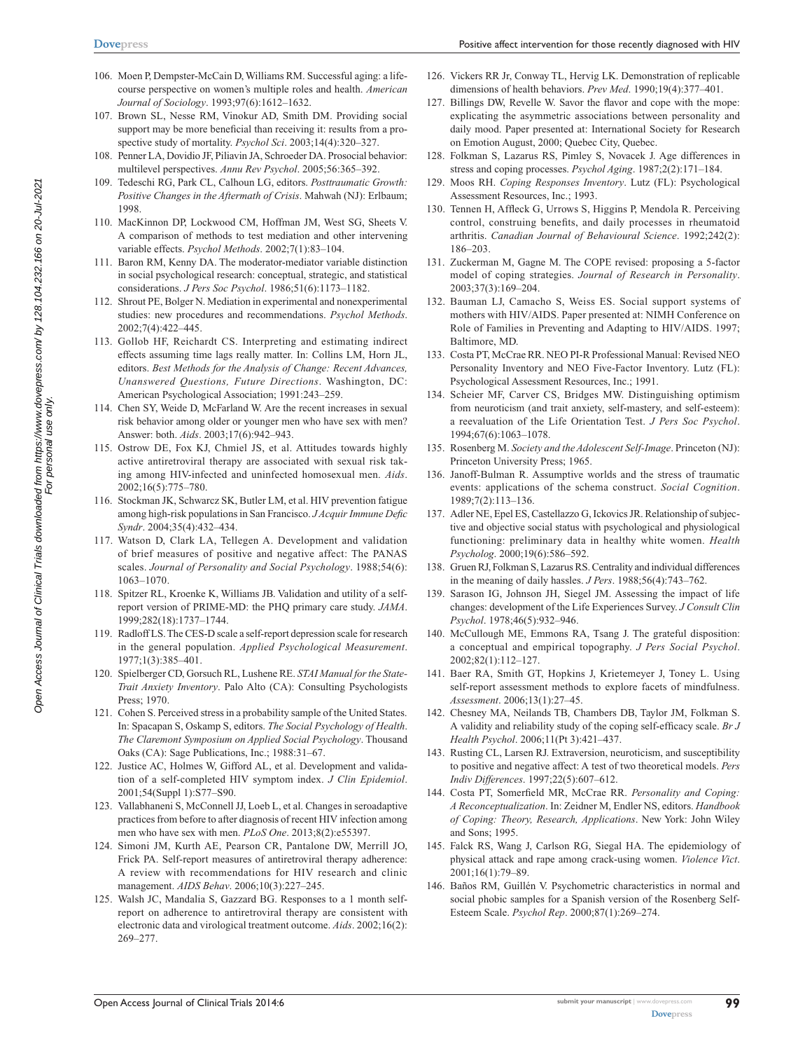106. Moen P, Dempster-McCain D, Williams RM. Successful aging: a life-course perspective on women's multiple roles and health. *American Journal of Sociology*. 1993;97(6):1612–1632.
107. Brown SL, Nesse RM, Vinokur AD, Smith DM. Providing social support may be more beneficial than receiving it: results from a prospective study of mortality. *Psychol Sci*. 2003;14(4):320–327.
108. Penner LA, Dovidio JF, Piliavin JA, Schroeder DA. Prosocial behavior: multilevel perspectives. *Annu Rev Psychol*. 2005;56:365–392.
109. Tedeschi RG, Park CL, Calhoun LG, editors. *Posttraumatic Growth: Positive Changes in the Aftermath of Crisis*. Mahwah (NJ): Erlbaum; 1998.
110. MacKinnon DP, Lockwood CM, Hoffman JM, West SG, Sheets V. A comparison of methods to test mediation and other intervening variable effects. *Psychol Methods*. 2002;7(1):83–104.
111. Baron RM, Kenny DA. The moderator-mediator variable distinction in social psychological research: conceptual, strategic, and statistical considerations. *J Pers Soc Psychol*. 1986;51(6):1173–1182.
112. Shrout PE, Bolger N. Mediation in experimental and nonexperimental studies: new procedures and recommendations. *Psychol Methods*. 2002;7(4):422–445.
113. Gollob HF, Reichardt CS. Interpreting and estimating indirect effects assuming time lags really matter. In: Collins LM, Horn JL, editors. *Best Methods for the Analysis of Change: Recent Advances, Unanswered Questions, Future Directions*. Washington, DC: American Psychological Association; 1991:243–259.
114. Chen SY, Weide D, McFarland W. Are the recent increases in sexual risk behavior among older or younger men who have sex with men? Answer: both. *Aids*. 2003;17(6):942–943.
115. Ostrow DE, Fox KJ, Chmiel JS, et al. Attitudes towards highly active antiretroviral therapy are associated with sexual risk taking among HIV-infected and uninfected homosexual men. *Aids*. 2002;16(5):775–780.
116. Stockman JK, Schwarcz SK, Butler LM, et al. HIV prevention fatigue among high-risk populations in San Francisco. *J Acquir Immune Defic Syndr*. 2004;35(4):432–434.
117. Watson D, Clark LA, Tellegen A. Development and validation of brief measures of positive and negative affect: The PANAS scales. *Journal of Personality and Social Psychology*. 1988;54(6):1063–1070.
118. Spitzer RL, Kroenke K, Williams JB. Validation and utility of a self-report version of PRIME-MD: the PHQ primary care study. *JAMA*. 1999;282(18):1737–1744.
119. Radloff LS. The CES-D scale a self-report depression scale for research in the general population. *Applied Psychological Measurement*. 1977;1(3):385–401.
120. Spielberger CD, Gorsuch RL, Lushene RE. *STAI Manual for the State-Trait Anxiety Inventory*. Palo Alto (CA): Consulting Psychologists Press; 1970.
121. Cohen S. Perceived stress in a probability sample of the United States. In: Spacapan S, Oskamp S, editors. *The Social Psychology of Health. The Claremont Symposium on Applied Social Psychology*. Thousand Oaks (CA): Sage Publications, Inc.; 1988:31–67.
122. Justice AC, Holmes W, Gifford AL, et al. Development and validation of a self-completed HIV symptom index. *J Clin Epidemiol*. 2001;54(Suppl 1):S77–S90.
123. Vallabhaneni S, McConnell JJ, Loeb L, et al. Changes in seroadaptive practices from before to after diagnosis of recent HIV infection among men who have sex with men. *PLoS One*. 2013;8(2):e55397.
124. Simoni JM, Kurth AE, Pearson CR, Pantalone DW, Merrill JO, Frick PA. Self-report measures of antiretroviral therapy adherence: A review with recommendations for HIV research and clinic management. *AIDS Behav*. 2006;10(3):227–245.
125. Walsh JC, Mandalia S, Gazzard BG. Responses to a 1 month self-report on adherence to antiretroviral therapy are consistent with electronic data and virological treatment outcome. *Aids*. 2002;16(2):269–277.
126. Vickers RR Jr, Conway TL, Hervig LK. Demonstration of replicable dimensions of health behaviors. *Prev Med*. 1990;19(4):377–401.
127. Billings DW, Revelle W. Savor the flavor and cope with the mope: explicating the asymmetric associations between personality and daily mood. Paper presented at: International Society for Research on Emotion August, 2000; Quebec City, Quebec.
128. Folkman S, Lazarus RS, Pimley S, Novacek J. Age differences in stress and coping processes. *Psychol Aging*. 1987;2(2):171–184.
129. Moos RH. *Coping Responses Inventory*. Lutz (FL): Psychological Assessment Resources, Inc.; 1993.
130. Tennen H, Affleck G, Urrows S, Higgins P, Mendola R. Perceiving control, construing benefits, and daily processes in rheumatoid arthritis. *Canadian Journal of Behavioural Science*. 1992;242(2):186–203.
131. Zuckerman M, Gagne M. The COPE revised: proposing a 5-factor model of coping strategies. *Journal of Research in Personality*. 2003;37(3):169–204.
132. Bauman LJ, Camacho S, Weiss ES. Social support systems of mothers with HIV/AIDS. Paper presented at: NIMH Conference on Role of Families in Preventing and Adapting to HIV/AIDS. 1997; Baltimore, MD.
133. Costa PT, McCrae RR. NEO PI-R Professional Manual: Revised NEO Personality Inventory and NEO Five-Factor Inventory. Lutz (FL): Psychological Assessment Resources, Inc.; 1991.
134. Scheier MF, Carver CS, Bridges MW. Distinguishing optimism from neuroticism (and trait anxiety, self-mastery, and self-esteem): a reevaluation of the Life Orientation Test. *J Pers Soc Psychol*. 1994;67(6):1063–1078.
135. Rosenberg M. *Society and the Adolescent Self-Image*. Princeton (NJ): Princeton University Press; 1965.
136. Janoff-Bulman R. Assumptive worlds and the stress of traumatic events: applications of the schema construct. *Social Cognition*. 1989;7(2):113–136.
137. Adler NE, Epel ES, Castellazzo G, Ickovics JR. Relationship of subjective and objective social status with psychological and physiological functioning: preliminary data in healthy white women. *Health Psycholog*. 2000;19(6):586–592.
138. Gruen RJ, Folkman S, Lazarus RS. Centrality and individual differences in the meaning of daily hassles. *J Pers*. 1988;56(4):743–762.
139. Sarason IG, Johnson JH, Siegel JM. Assessing the impact of life changes: development of the Life Experiences Survey. *J Consult Clin Psychol*. 1978;46(5):932–946.
140. McCullough ME, Emmons RA, Tsang J. The grateful disposition: a conceptual and empirical topography. *J Pers Social Psychol*. 2002;82(1):112–127.
141. Baer RA, Smith GT, Hopkins J, Krietemeyer J, Toney L. Using self-report assessment methods to explore facets of mindfulness. *Assessment*. 2006;13(1):27–45.
142. Chesney MA, Neilands TB, Chambers DB, Taylor JM, Folkman S. A validity and reliability study of the coping self-efficacy scale. *Br J Health Psychol*. 2006;11(Pt 3):421–437.
143. Rusting CL, Larsen RJ. Extraversion, neuroticism, and susceptibility to positive and negative affect: A test of two theoretical models. *Pers Indiv Differences*. 1997;22(5):607–612.
144. Costa PT, Somerfield MR, McCrae RR. *Personality and Coping: A Reconceptualization*. In: Zeidner M, Endler NS, editors. *Handbook of Coping: Theory, Research, Applications*. New York: John Wiley and Sons; 1995.
145. Falck RS, Wang J, Carlson RG, Siegal HA. The epidemiology of physical attack and rape among crack-using women. *Violence Vict*. 2001;16(1):79–89.
146. Baños RM, Guillén V. Psychometric characteristics in normal and social phobic samples for a Spanish version of the Rosenberg Self-Esteem Scale. *Psychol Rep*. 2000;87(1):269–274.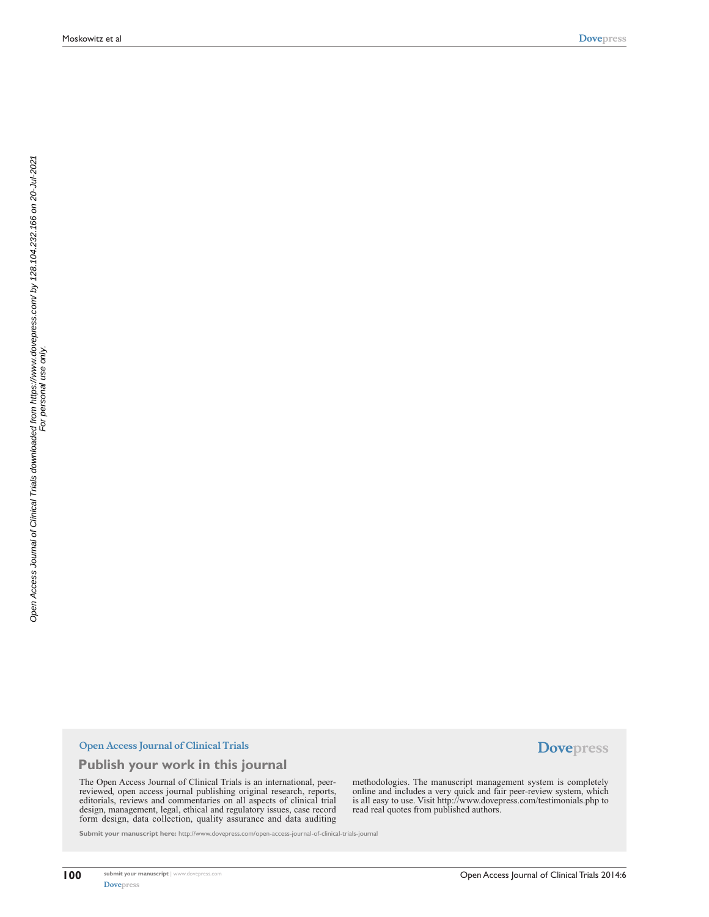**Open Access Journal of Clinical Trials**

## Publish your work in this journal

The Open Access Journal of Clinical Trials is an international, peer-reviewed, open access journal publishing original research, reports, editorials, reviews and commentaries on all aspects of clinical trial design, management, legal, ethical and regulatory issues, case record form design, data collection, quality assurance and data auditing methodologies. The manuscript management system is completely online and includes a very quick and fair peer-review system, which is all easy to use. Visit http://www.dovepress.com/testimonials.php to read real quotes from published authors.

**Submit your manuscript here:** http://www.dovepress.com/open-access-journal-of-clinical-trials-journal